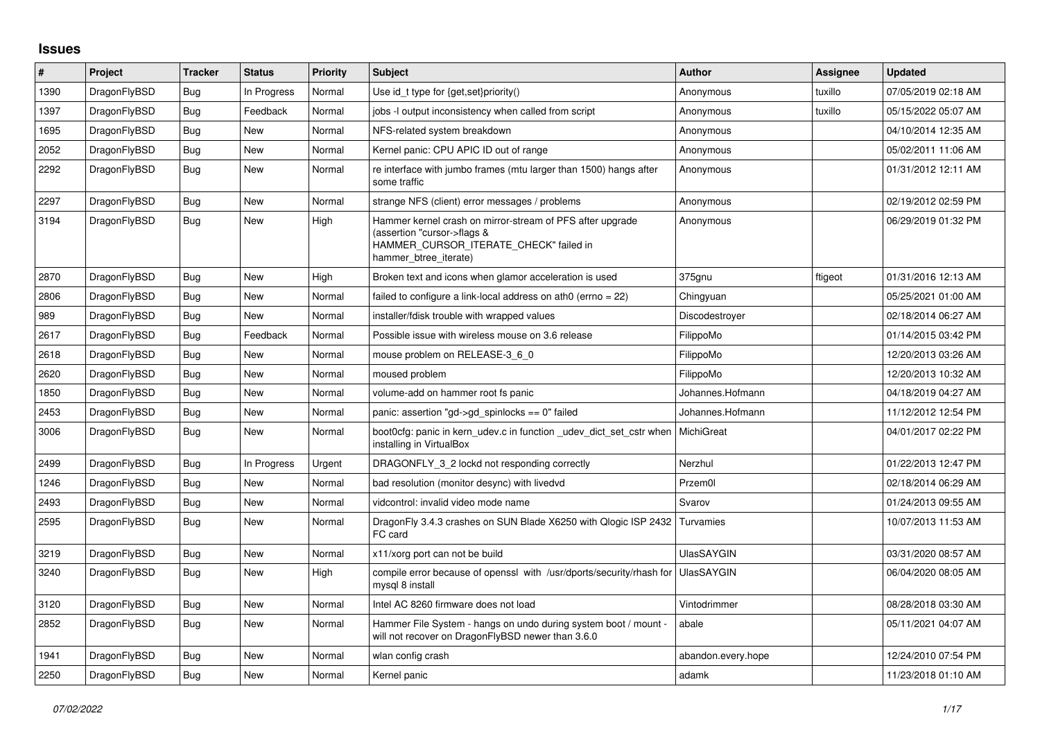## Issues

| # | Project | Tracker | Status | Priority | Subject | Author | Assignee | Updated |
|---|---|---|---|---|---|---|---|---|
| 1390 | DragonFlyBSD | Bug | In Progress | Normal | Use id_t type for {get,set}priority() | Anonymous | tuxillo | 07/05/2019 02:18 AM |
| 1397 | DragonFlyBSD | Bug | Feedback | Normal | jobs -l output inconsistency when called from script | Anonymous | tuxillo | 05/15/2022 05:07 AM |
| 1695 | DragonFlyBSD | Bug | New | Normal | NFS-related system breakdown | Anonymous | | 04/10/2014 12:35 AM |
| 2052 | DragonFlyBSD | Bug | New | Normal | Kernel panic: CPU APIC ID out of range | Anonymous | | 05/02/2011 11:06 AM |
| 2292 | DragonFlyBSD | Bug | New | Normal | re interface with jumbo frames (mtu larger than 1500) hangs after some traffic | Anonymous | | 01/31/2012 12:11 AM |
| 2297 | DragonFlyBSD | Bug | New | Normal | strange NFS (client) error messages / problems | Anonymous | | 02/19/2012 02:59 PM |
| 3194 | DragonFlyBSD | Bug | New | High | Hammer kernel crash on mirror-stream of PFS after upgrade (assertion "cursor->flags & HAMMER_CURSOR_ITERATE_CHECK" failed in hammer_btree_iterate) | Anonymous | | 06/29/2019 01:32 PM |
| 2870 | DragonFlyBSD | Bug | New | High | Broken text and icons when glamor acceleration is used | 375gnu | ftigeot | 01/31/2016 12:13 AM |
| 2806 | DragonFlyBSD | Bug | New | Normal | failed to configure a link-local address on ath0 (errno = 22) | Chingyuan | | 05/25/2021 01:00 AM |
| 989 | DragonFlyBSD | Bug | New | Normal | installer/fdisk trouble with wrapped values | Discodestroyer | | 02/18/2014 06:27 AM |
| 2617 | DragonFlyBSD | Bug | Feedback | Normal | Possible issue with wireless mouse on 3.6 release | FilippoMo | | 01/14/2015 03:42 PM |
| 2618 | DragonFlyBSD | Bug | New | Normal | mouse problem on RELEASE-3_6_0 | FilippoMo | | 12/20/2013 03:26 AM |
| 2620 | DragonFlyBSD | Bug | New | Normal | moused problem | FilippoMo | | 12/20/2013 10:32 AM |
| 1850 | DragonFlyBSD | Bug | New | Normal | volume-add on hammer root fs panic | Johannes.Hofmann | | 04/18/2019 04:27 AM |
| 2453 | DragonFlyBSD | Bug | New | Normal | panic: assertion "gd->gd_spinlocks == 0" failed | Johannes.Hofmann | | 11/12/2012 12:54 PM |
| 3006 | DragonFlyBSD | Bug | New | Normal | boot0cfg: panic in kern_udev.c in function _udev_dict_set_cstr when installing in VirtualBox | MichiGreat | | 04/01/2017 02:22 PM |
| 2499 | DragonFlyBSD | Bug | In Progress | Urgent | DRAGONFLY_3_2 lockd not responding correctly | Nerzhul | | 01/22/2013 12:47 PM |
| 1246 | DragonFlyBSD | Bug | New | Normal | bad resolution (monitor desync) with livedvd | Przem0l | | 02/18/2014 06:29 AM |
| 2493 | DragonFlyBSD | Bug | New | Normal | vidcontrol: invalid video mode name | Svarov | | 01/24/2013 09:55 AM |
| 2595 | DragonFlyBSD | Bug | New | Normal | DragonFly 3.4.3 crashes on SUN Blade X6250 with Qlogic ISP 2432 FC card | Turvamies | | 10/07/2013 11:53 AM |
| 3219 | DragonFlyBSD | Bug | New | Normal | x11/xorg port can not be build | UlasSAYGIN | | 03/31/2020 08:57 AM |
| 3240 | DragonFlyBSD | Bug | New | High | compile error because of openssl with /usr/dports/security/rhash for mysql 8 install | UlasSAYGIN | | 06/04/2020 08:05 AM |
| 3120 | DragonFlyBSD | Bug | New | Normal | Intel AC 8260 firmware does not load | Vintodrimmer | | 08/28/2018 03:30 AM |
| 2852 | DragonFlyBSD | Bug | New | Normal | Hammer File System - hangs on undo during system boot / mount - will not recover on DragonFlyBSD newer than 3.6.0 | abale | | 05/11/2021 04:07 AM |
| 1941 | DragonFlyBSD | Bug | New | Normal | wlan config crash | abandon.every.hope | | 12/24/2010 07:54 PM |
| 2250 | DragonFlyBSD | Bug | New | Normal | Kernel panic | adamk | | 11/23/2018 01:10 AM |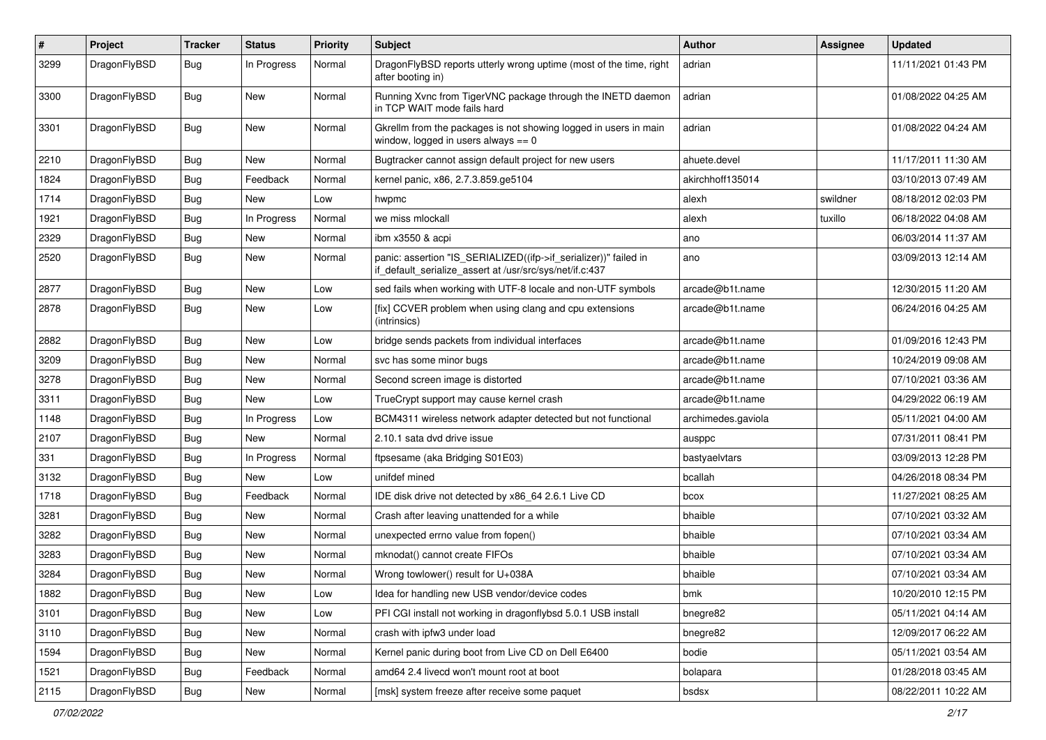| # | Project | Tracker | Status | Priority | Subject | Author | Assignee | Updated |
|---|---|---|---|---|---|---|---|---|
| 3299 | DragonFlyBSD | Bug | In Progress | Normal | DragonFlyBSD reports utterly wrong uptime (most of the time, right after booting in) | adrian | | 11/11/2021 01:43 PM |
| 3300 | DragonFlyBSD | Bug | New | Normal | Running Xvnc from TigerVNC package through the INETD daemon in TCP WAIT mode fails hard | adrian | | 01/08/2022 04:25 AM |
| 3301 | DragonFlyBSD | Bug | New | Normal | Gkrellm from the packages is not showing logged in users in main window, logged in users always == 0 | adrian | | 01/08/2022 04:24 AM |
| 2210 | DragonFlyBSD | Bug | New | Normal | Bugtracker cannot assign default project for new users | ahuete.devel | | 11/17/2011 11:30 AM |
| 1824 | DragonFlyBSD | Bug | Feedback | Normal | kernel panic, x86, 2.7.3.859.ge5104 | akirchhoff135014 | | 03/10/2013 07:49 AM |
| 1714 | DragonFlyBSD | Bug | New | Low | hwpmc | alexh | swildner | 08/18/2012 02:03 PM |
| 1921 | DragonFlyBSD | Bug | In Progress | Normal | we miss mlockall | alexh | tuxillo | 06/18/2022 04:08 AM |
| 2329 | DragonFlyBSD | Bug | New | Normal | ibm x3550 & acpi | ano | | 06/03/2014 11:37 AM |
| 2520 | DragonFlyBSD | Bug | New | Normal | panic: assertion "IS_SERIALIZED((ifp->if_serializer))" failed in if_default_serialize_assert at /usr/src/sys/net/if.c:437 | ano | | 03/09/2013 12:14 AM |
| 2877 | DragonFlyBSD | Bug | New | Low | sed fails when working with UTF-8 locale and non-UTF symbols | arcade@b1t.name | | 12/30/2015 11:20 AM |
| 2878 | DragonFlyBSD | Bug | New | Low | [fix] CCVER problem when using clang and cpu extensions (intrinsics) | arcade@b1t.name | | 06/24/2016 04:25 AM |
| 2882 | DragonFlyBSD | Bug | New | Low | bridge sends packets from individual interfaces | arcade@b1t.name | | 01/09/2016 12:43 PM |
| 3209 | DragonFlyBSD | Bug | New | Normal | svc has some minor bugs | arcade@b1t.name | | 10/24/2019 09:08 AM |
| 3278 | DragonFlyBSD | Bug | New | Normal | Second screen image is distorted | arcade@b1t.name | | 07/10/2021 03:36 AM |
| 3311 | DragonFlyBSD | Bug | New | Low | TrueCrypt support may cause kernel crash | arcade@b1t.name | | 04/29/2022 06:19 AM |
| 1148 | DragonFlyBSD | Bug | In Progress | Low | BCM4311 wireless network adapter detected but not functional | archimedes.gaviola | | 05/11/2021 04:00 AM |
| 2107 | DragonFlyBSD | Bug | New | Normal | 2.10.1 sata dvd drive issue | ausppc | | 07/31/2011 08:41 PM |
| 331 | DragonFlyBSD | Bug | In Progress | Normal | ftpsesame (aka Bridging S01E03) | bastyaelvtars | | 03/09/2013 12:28 PM |
| 3132 | DragonFlyBSD | Bug | New | Low | unifdef mined | bcallah | | 04/26/2018 08:34 PM |
| 1718 | DragonFlyBSD | Bug | Feedback | Normal | IDE disk drive not detected by x86_64 2.6.1 Live CD | bcox | | 11/27/2021 08:25 AM |
| 3281 | DragonFlyBSD | Bug | New | Normal | Crash after leaving unattended for a while | bhaible | | 07/10/2021 03:32 AM |
| 3282 | DragonFlyBSD | Bug | New | Normal | unexpected errno value from fopen() | bhaible | | 07/10/2021 03:34 AM |
| 3283 | DragonFlyBSD | Bug | New | Normal | mknodat() cannot create FIFOs | bhaible | | 07/10/2021 03:34 AM |
| 3284 | DragonFlyBSD | Bug | New | Normal | Wrong towlower() result for U+038A | bhaible | | 07/10/2021 03:34 AM |
| 1882 | DragonFlyBSD | Bug | New | Low | Idea for handling new USB vendor/device codes | bmk | | 10/20/2010 12:15 PM |
| 3101 | DragonFlyBSD | Bug | New | Low | PFI CGI install not working in dragonflybsd 5.0.1 USB install | bnegre82 | | 05/11/2021 04:14 AM |
| 3110 | DragonFlyBSD | Bug | New | Normal | crash with ipfw3 under load | bnegre82 | | 12/09/2017 06:22 AM |
| 1594 | DragonFlyBSD | Bug | New | Normal | Kernel panic during boot from Live CD on Dell E6400 | bodie | | 05/11/2021 03:54 AM |
| 1521 | DragonFlyBSD | Bug | Feedback | Normal | amd64 2.4 livecd won't mount root at boot | bolapara | | 01/28/2018 03:45 AM |
| 2115 | DragonFlyBSD | Bug | New | Normal | [msk] system freeze after receive some paquet | bsdsx | | 08/22/2011 10:22 AM |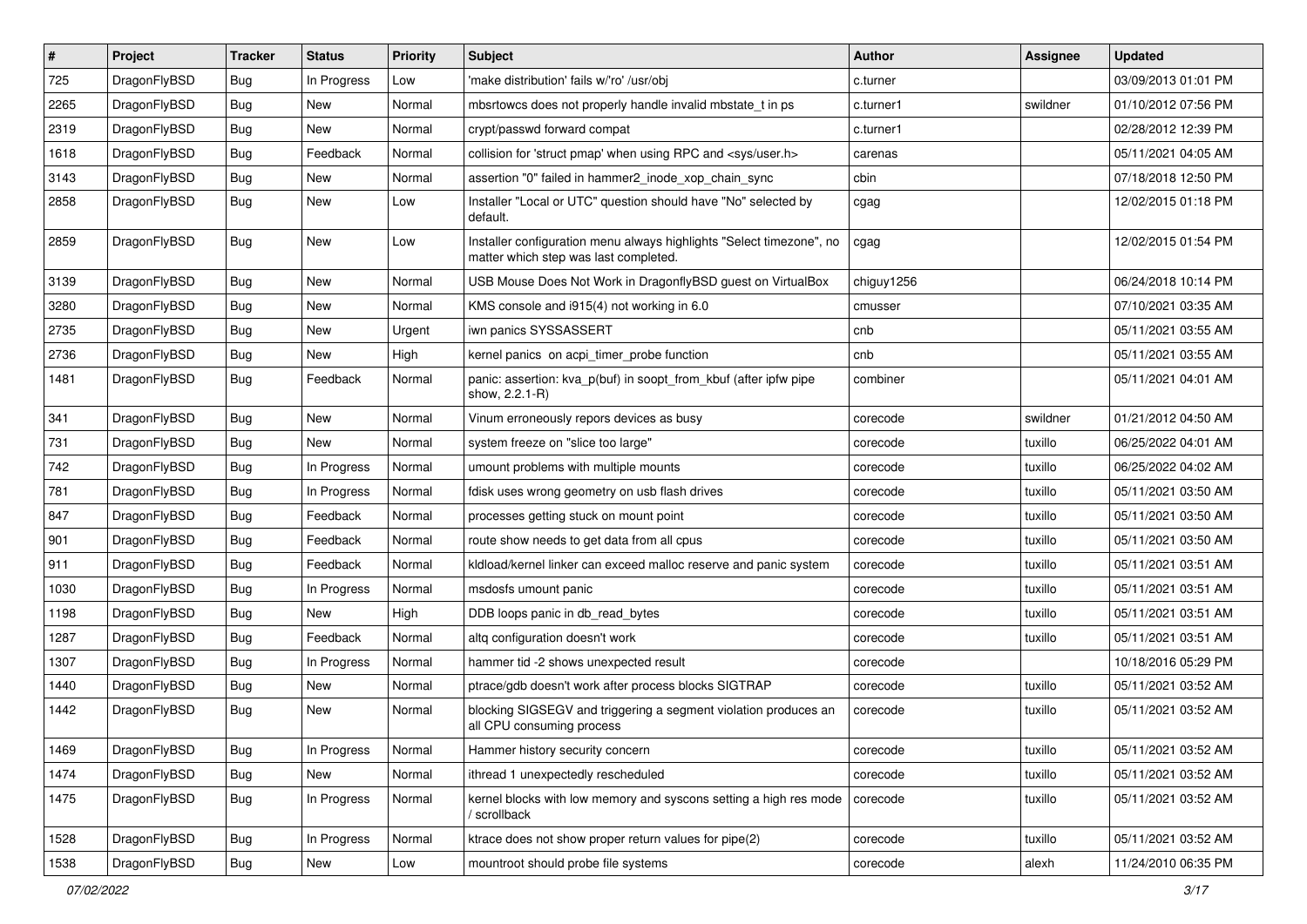| # | Project | Tracker | Status | Priority | Subject | Author | Assignee | Updated |
|---|---|---|---|---|---|---|---|---|
| 725 | DragonFlyBSD | Bug | In Progress | Low | 'make distribution' fails w/'ro' /usr/obj | c.turner | | 03/09/2013 01:01 PM |
| 2265 | DragonFlyBSD | Bug | New | Normal | mbsrtowcs does not properly handle invalid mbstate_t in ps | c.turner1 | swildner | 01/10/2012 07:56 PM |
| 2319 | DragonFlyBSD | Bug | New | Normal | crypt/passwd forward compat | c.turner1 | | 02/28/2012 12:39 PM |
| 1618 | DragonFlyBSD | Bug | Feedback | Normal | collision for 'struct pmap' when using RPC and <sys/user.h> | carenas | | 05/11/2021 04:05 AM |
| 3143 | DragonFlyBSD | Bug | New | Normal | assertion "0" failed in hammer2_inode_xop_chain_sync | cbin | | 07/18/2018 12:50 PM |
| 2858 | DragonFlyBSD | Bug | New | Low | Installer "Local or UTC" question should have "No" selected by default. | cgag | | 12/02/2015 01:18 PM |
| 2859 | DragonFlyBSD | Bug | New | Low | Installer configuration menu always highlights "Select timezone", no matter which step was last completed. | cgag | | 12/02/2015 01:54 PM |
| 3139 | DragonFlyBSD | Bug | New | Normal | USB Mouse Does Not Work in DragonflyBSD guest on VirtualBox | chiguy1256 | | 06/24/2018 10:14 PM |
| 3280 | DragonFlyBSD | Bug | New | Normal | KMS console and i915(4) not working in 6.0 | cmusser | | 07/10/2021 03:35 AM |
| 2735 | DragonFlyBSD | Bug | New | Urgent | iwn panics SYSSASSERT | cnb | | 05/11/2021 03:55 AM |
| 2736 | DragonFlyBSD | Bug | New | High | kernel panics on acpi_timer_probe function | cnb | | 05/11/2021 03:55 AM |
| 1481 | DragonFlyBSD | Bug | Feedback | Normal | panic: assertion: kva_p(buf) in soopt_from_kbuf (after ipfw pipe show, 2.2.1-R) | combiner | | 05/11/2021 04:01 AM |
| 341 | DragonFlyBSD | Bug | New | Normal | Vinum erroneously repors devices as busy | corecode | swildner | 01/21/2012 04:50 AM |
| 731 | DragonFlyBSD | Bug | New | Normal | system freeze on "slice too large" | corecode | tuxillo | 06/25/2022 04:01 AM |
| 742 | DragonFlyBSD | Bug | In Progress | Normal | umount problems with multiple mounts | corecode | tuxillo | 06/25/2022 04:02 AM |
| 781 | DragonFlyBSD | Bug | In Progress | Normal | fdisk uses wrong geometry on usb flash drives | corecode | tuxillo | 05/11/2021 03:50 AM |
| 847 | DragonFlyBSD | Bug | Feedback | Normal | processes getting stuck on mount point | corecode | tuxillo | 05/11/2021 03:50 AM |
| 901 | DragonFlyBSD | Bug | Feedback | Normal | route show needs to get data from all cpus | corecode | tuxillo | 05/11/2021 03:50 AM |
| 911 | DragonFlyBSD | Bug | Feedback | Normal | kldload/kernel linker can exceed malloc reserve and panic system | corecode | tuxillo | 05/11/2021 03:51 AM |
| 1030 | DragonFlyBSD | Bug | In Progress | Normal | msdosfs umount panic | corecode | tuxillo | 05/11/2021 03:51 AM |
| 1198 | DragonFlyBSD | Bug | New | High | DDB loops panic in db_read_bytes | corecode | tuxillo | 05/11/2021 03:51 AM |
| 1287 | DragonFlyBSD | Bug | Feedback | Normal | altq configuration doesn't work | corecode | tuxillo | 05/11/2021 03:51 AM |
| 1307 | DragonFlyBSD | Bug | In Progress | Normal | hammer tid -2 shows unexpected result | corecode | | 10/18/2016 05:29 PM |
| 1440 | DragonFlyBSD | Bug | New | Normal | ptrace/gdb doesn't work after process blocks SIGTRAP | corecode | tuxillo | 05/11/2021 03:52 AM |
| 1442 | DragonFlyBSD | Bug | New | Normal | blocking SIGSEGV and triggering a segment violation produces an all CPU consuming process | corecode | tuxillo | 05/11/2021 03:52 AM |
| 1469 | DragonFlyBSD | Bug | In Progress | Normal | Hammer history security concern | corecode | tuxillo | 05/11/2021 03:52 AM |
| 1474 | DragonFlyBSD | Bug | New | Normal | ithread 1 unexpectedly rescheduled | corecode | tuxillo | 05/11/2021 03:52 AM |
| 1475 | DragonFlyBSD | Bug | In Progress | Normal | kernel blocks with low memory and syscons setting a high res mode / scrollback | corecode | tuxillo | 05/11/2021 03:52 AM |
| 1528 | DragonFlyBSD | Bug | In Progress | Normal | ktrace does not show proper return values for pipe(2) | corecode | tuxillo | 05/11/2021 03:52 AM |
| 1538 | DragonFlyBSD | Bug | New | Low | mountroot should probe file systems | corecode | alexh | 11/24/2010 06:35 PM |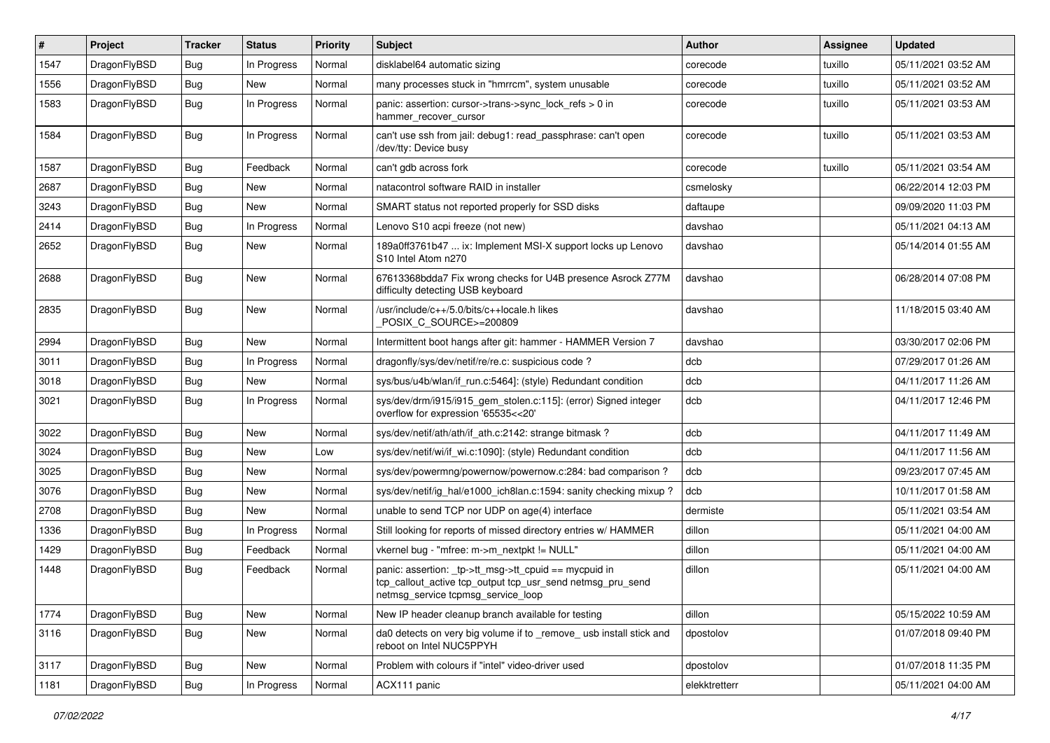| # | Project | Tracker | Status | Priority | Subject | Author | Assignee | Updated |
|---|---|---|---|---|---|---|---|---|
| 1547 | DragonFlyBSD | Bug | In Progress | Normal | disklabel64 automatic sizing | corecode | tuxillo | 05/11/2021 03:52 AM |
| 1556 | DragonFlyBSD | Bug | New | Normal | many processes stuck in "hmrrcm", system unusable | corecode | tuxillo | 05/11/2021 03:52 AM |
| 1583 | DragonFlyBSD | Bug | In Progress | Normal | panic: assertion: cursor->trans->sync_lock_refs > 0 in hammer_recover_cursor | corecode | tuxillo | 05/11/2021 03:53 AM |
| 1584 | DragonFlyBSD | Bug | In Progress | Normal | can't use ssh from jail: debug1: read_passphrase: can't open /dev/tty: Device busy | corecode | tuxillo | 05/11/2021 03:53 AM |
| 1587 | DragonFlyBSD | Bug | Feedback | Normal | can't gdb across fork | corecode | tuxillo | 05/11/2021 03:54 AM |
| 2687 | DragonFlyBSD | Bug | New | Normal | natacontrol software RAID in installer | csmelosky | | 06/22/2014 12:03 PM |
| 3243 | DragonFlyBSD | Bug | New | Normal | SMART status not reported properly for SSD disks | daftaupe | | 09/09/2020 11:03 PM |
| 2414 | DragonFlyBSD | Bug | In Progress | Normal | Lenovo S10 acpi freeze (not new) | davshao | | 05/11/2021 04:13 AM |
| 2652 | DragonFlyBSD | Bug | New | Normal | 189a0ff3761b47 ... ix: Implement MSI-X support locks up Lenovo S10 Intel Atom n270 | davshao | | 05/14/2014 01:55 AM |
| 2688 | DragonFlyBSD | Bug | New | Normal | 67613368bdda7 Fix wrong checks for U4B presence Asrock Z77M difficulty detecting USB keyboard | davshao | | 06/28/2014 07:08 PM |
| 2835 | DragonFlyBSD | Bug | New | Normal | /usr/include/c++/5.0/bits/c++locale.h likes _POSIX_C_SOURCE>=200809 | davshao | | 11/18/2015 03:40 AM |
| 2994 | DragonFlyBSD | Bug | New | Normal | Intermittent boot hangs after git: hammer - HAMMER Version 7 | davshao | | 03/30/2017 02:06 PM |
| 3011 | DragonFlyBSD | Bug | In Progress | Normal | dragonfly/sys/dev/netif/re/re.c: suspicious code ? | dcb | | 07/29/2017 01:26 AM |
| 3018 | DragonFlyBSD | Bug | New | Normal | sys/bus/u4b/wlan/if_run.c:5464]: (style) Redundant condition | dcb | | 04/11/2017 11:26 AM |
| 3021 | DragonFlyBSD | Bug | In Progress | Normal | sys/dev/drm/i915/i915_gem_stolen.c:115]: (error) Signed integer overflow for expression '65535<<20' | dcb | | 04/11/2017 12:46 PM |
| 3022 | DragonFlyBSD | Bug | New | Normal | sys/dev/netif/ath/ath/if_ath.c:2142: strange bitmask ? | dcb | | 04/11/2017 11:49 AM |
| 3024 | DragonFlyBSD | Bug | New | Low | sys/dev/netif/wi/if_wi.c:1090]: (style) Redundant condition | dcb | | 04/11/2017 11:56 AM |
| 3025 | DragonFlyBSD | Bug | New | Normal | sys/dev/powermng/powernow/powernow.c:284: bad comparison ? | dcb | | 09/23/2017 07:45 AM |
| 3076 | DragonFlyBSD | Bug | New | Normal | sys/dev/netif/ig_hal/e1000_ich8lan.c:1594: sanity checking mixup ? | dcb | | 10/11/2017 01:58 AM |
| 2708 | DragonFlyBSD | Bug | New | Normal | unable to send TCP nor UDP on age(4) interface | dermiste | | 05/11/2021 03:54 AM |
| 1336 | DragonFlyBSD | Bug | In Progress | Normal | Still looking for reports of missed directory entries w/ HAMMER | dillon | | 05/11/2021 04:00 AM |
| 1429 | DragonFlyBSD | Bug | Feedback | Normal | vkernel bug - "mfree: m->m_nextpkt != NULL" | dillon | | 05/11/2021 04:00 AM |
| 1448 | DragonFlyBSD | Bug | Feedback | Normal | panic: assertion: _tp->tt_msg->tt_cpuid == mycpuid in tcp_callout_active tcp_output tcp_usr_send netmsg_pru_send netmsg_service tcpmsg_service_loop | dillon | | 05/11/2021 04:00 AM |
| 1774 | DragonFlyBSD | Bug | New | Normal | New IP header cleanup branch available for testing | dillon | | 05/15/2022 10:59 AM |
| 3116 | DragonFlyBSD | Bug | New | Normal | da0 detects on very big volume if to _remove_ usb install stick and reboot on Intel NUC5PPYH | dpostolov | | 01/07/2018 09:40 PM |
| 3117 | DragonFlyBSD | Bug | New | Normal | Problem with colours if "intel" video-driver used | dpostolov | | 01/07/2018 11:35 PM |
| 1181 | DragonFlyBSD | Bug | In Progress | Normal | ACX111 panic | elekktretterr | | 05/11/2021 04:00 AM |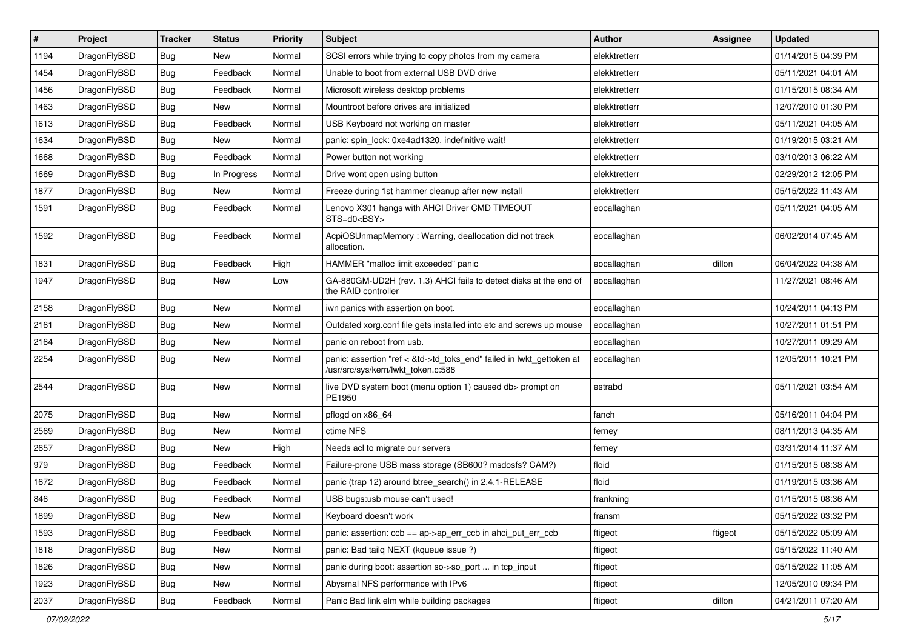| # | Project | Tracker | Status | Priority | Subject | Author | Assignee | Updated |
|---|---|---|---|---|---|---|---|---|
| 1194 | DragonFlyBSD | Bug | New | Normal | SCSI errors while trying to copy photos from my camera | elekktretterr | | 01/14/2015 04:39 PM |
| 1454 | DragonFlyBSD | Bug | Feedback | Normal | Unable to boot from external USB DVD drive | elekktretterr | | 05/11/2021 04:01 AM |
| 1456 | DragonFlyBSD | Bug | Feedback | Normal | Microsoft wireless desktop problems | elekktretterr | | 01/15/2015 08:34 AM |
| 1463 | DragonFlyBSD | Bug | New | Normal | Mountroot before drives are initialized | elekktretterr | | 12/07/2010 01:30 PM |
| 1613 | DragonFlyBSD | Bug | Feedback | Normal | USB Keyboard not working on master | elekktretterr | | 05/11/2021 04:05 AM |
| 1634 | DragonFlyBSD | Bug | New | Normal | panic: spin_lock: 0xe4ad1320, indefinitive wait! | elekktretterr | | 01/19/2015 03:21 AM |
| 1668 | DragonFlyBSD | Bug | Feedback | Normal | Power button not working | elekktretterr | | 03/10/2013 06:22 AM |
| 1669 | DragonFlyBSD | Bug | In Progress | Normal | Drive wont open using button | elekktretterr | | 02/29/2012 12:05 PM |
| 1877 | DragonFlyBSD | Bug | New | Normal | Freeze during 1st hammer cleanup after new install | elekktretterr | | 05/15/2022 11:43 AM |
| 1591 | DragonFlyBSD | Bug | Feedback | Normal | Lenovo X301 hangs with AHCI Driver CMD TIMEOUT STS=d0<BSY> | eocallaghan | | 05/11/2021 04:05 AM |
| 1592 | DragonFlyBSD | Bug | Feedback | Normal | AcpiOSUnmapMemory : Warning, deallocation did not track allocation. | eocallaghan | | 06/02/2014 07:45 AM |
| 1831 | DragonFlyBSD | Bug | Feedback | High | HAMMER "malloc limit exceeded" panic | eocallaghan | dillon | 06/04/2022 04:38 AM |
| 1947 | DragonFlyBSD | Bug | New | Low | GA-880GM-UD2H (rev. 1.3) AHCI fails to detect disks at the end of the RAID controller | eocallaghan | | 11/27/2021 08:46 AM |
| 2158 | DragonFlyBSD | Bug | New | Normal | iwn panics with assertion on boot. | eocallaghan | | 10/24/2011 04:13 PM |
| 2161 | DragonFlyBSD | Bug | New | Normal | Outdated xorg.conf file gets installed into etc and screws up mouse | eocallaghan | | 10/27/2011 01:51 PM |
| 2164 | DragonFlyBSD | Bug | New | Normal | panic on reboot from usb. | eocallaghan | | 10/27/2011 09:29 AM |
| 2254 | DragonFlyBSD | Bug | New | Normal | panic: assertion "ref < &td->td_toks_end" failed in lwkt_gettoken at /usr/src/sys/kern/lwkt_token.c:588 | eocallaghan | | 12/05/2011 10:21 PM |
| 2544 | DragonFlyBSD | Bug | New | Normal | live DVD system boot (menu option 1) caused db> prompt on PE1950 | estrabd | | 05/11/2021 03:54 AM |
| 2075 | DragonFlyBSD | Bug | New | Normal | pflogd on x86_64 | fanch | | 05/16/2011 04:04 PM |
| 2569 | DragonFlyBSD | Bug | New | Normal | ctime NFS | ferney | | 08/11/2013 04:35 AM |
| 2657 | DragonFlyBSD | Bug | New | High | Needs acl to migrate our servers | ferney | | 03/31/2014 11:37 AM |
| 979 | DragonFlyBSD | Bug | Feedback | Normal | Failure-prone USB mass storage (SB600? msdosfs? CAM?) | floid | | 01/15/2015 08:38 AM |
| 1672 | DragonFlyBSD | Bug | Feedback | Normal | panic (trap 12) around btree_search() in 2.4.1-RELEASE | floid | | 01/19/2015 03:36 AM |
| 846 | DragonFlyBSD | Bug | Feedback | Normal | USB bugs:usb mouse can't used! | frankning | | 01/15/2015 08:36 AM |
| 1899 | DragonFlyBSD | Bug | New | Normal | Keyboard doesn't work | fransm | | 05/15/2022 03:32 PM |
| 1593 | DragonFlyBSD | Bug | Feedback | Normal | panic: assertion: ccb == ap->ap_err_ccb in ahci_put_err_ccb | ftigeot | ftigeot | 05/15/2022 05:09 AM |
| 1818 | DragonFlyBSD | Bug | New | Normal | panic: Bad tailq NEXT (kqueue issue ?) | ftigeot | | 05/15/2022 11:40 AM |
| 1826 | DragonFlyBSD | Bug | New | Normal | panic during boot: assertion so->so_port ... in tcp_input | ftigeot | | 05/15/2022 11:05 AM |
| 1923 | DragonFlyBSD | Bug | New | Normal | Abysmal NFS performance with IPv6 | ftigeot | | 12/05/2010 09:34 PM |
| 2037 | DragonFlyBSD | Bug | Feedback | Normal | Panic Bad link elm while building packages | ftigeot | dillon | 04/21/2011 07:20 AM |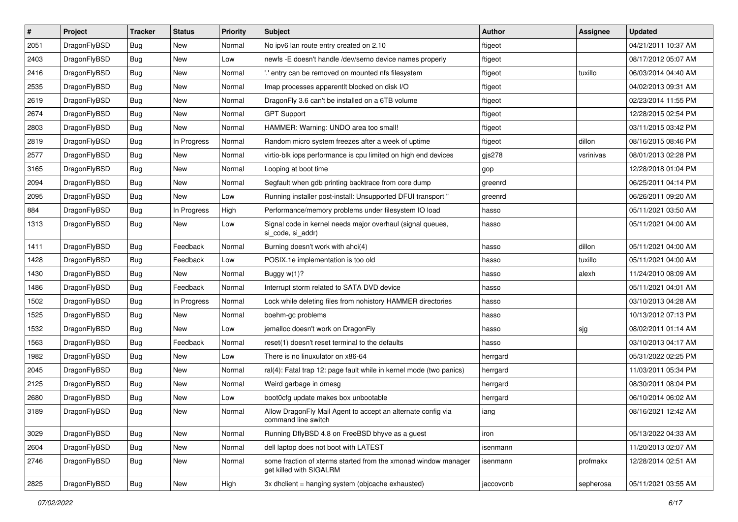| # | Project | Tracker | Status | Priority | Subject | Author | Assignee | Updated |
|---|---|---|---|---|---|---|---|---|
| 2051 | DragonFlyBSD | Bug | New | Normal | No ipv6 lan route entry created on 2.10 | ftigeot | | 04/21/2011 10:37 AM |
| 2403 | DragonFlyBSD | Bug | New | Low | newfs -E doesn't handle /dev/serno device names properly | ftigeot | | 08/17/2012 05:07 AM |
| 2416 | DragonFlyBSD | Bug | New | Normal | '.' entry can be removed on mounted nfs filesystem | ftigeot | tuxillo | 06/03/2014 04:40 AM |
| 2535 | DragonFlyBSD | Bug | New | Normal | Imap processes apparentlt blocked on disk I/O | ftigeot | | 04/02/2013 09:31 AM |
| 2619 | DragonFlyBSD | Bug | New | Normal | DragonFly 3.6 can't be installed on a 6TB volume | ftigeot | | 02/23/2014 11:55 PM |
| 2674 | DragonFlyBSD | Bug | New | Normal | GPT Support | ftigeot | | 12/28/2015 02:54 PM |
| 2803 | DragonFlyBSD | Bug | New | Normal | HAMMER: Warning: UNDO area too small! | ftigeot | | 03/11/2015 03:42 PM |
| 2819 | DragonFlyBSD | Bug | In Progress | Normal | Random micro system freezes after a week of uptime | ftigeot | dillon | 08/16/2015 08:46 PM |
| 2577 | DragonFlyBSD | Bug | New | Normal | virtio-blk iops performance is cpu limited on high end devices | gjs278 | vsrinivas | 08/01/2013 02:28 PM |
| 3165 | DragonFlyBSD | Bug | New | Normal | Looping at boot time | gop | | 12/28/2018 01:04 PM |
| 2094 | DragonFlyBSD | Bug | New | Normal | Segfault when gdb printing backtrace from core dump | greenrd | | 06/25/2011 04:14 PM |
| 2095 | DragonFlyBSD | Bug | New | Low | Running installer post-install: Unsupported DFUI transport " | greenrd | | 06/26/2011 09:20 AM |
| 884 | DragonFlyBSD | Bug | In Progress | High | Performance/memory problems under filesystem IO load | hasso | | 05/11/2021 03:50 AM |
| 1313 | DragonFlyBSD | Bug | New | Low | Signal code in kernel needs major overhaul (signal queues, si_code, si_addr) | hasso | | 05/11/2021 04:00 AM |
| 1411 | DragonFlyBSD | Bug | Feedback | Normal | Burning doesn't work with ahci(4) | hasso | dillon | 05/11/2021 04:00 AM |
| 1428 | DragonFlyBSD | Bug | Feedback | Low | POSIX.1e implementation is too old | hasso | tuxillo | 05/11/2021 04:00 AM |
| 1430 | DragonFlyBSD | Bug | New | Normal | Buggy w(1)? | hasso | alexh | 11/24/2010 08:09 AM |
| 1486 | DragonFlyBSD | Bug | Feedback | Normal | Interrupt storm related to SATA DVD device | hasso | | 05/11/2021 04:01 AM |
| 1502 | DragonFlyBSD | Bug | In Progress | Normal | Lock while deleting files from nohistory HAMMER directories | hasso | | 03/10/2013 04:28 AM |
| 1525 | DragonFlyBSD | Bug | New | Normal | boehm-gc problems | hasso | | 10/13/2012 07:13 PM |
| 1532 | DragonFlyBSD | Bug | New | Low | jemalloc doesn't work on DragonFly | hasso | sjg | 08/02/2011 01:14 AM |
| 1563 | DragonFlyBSD | Bug | Feedback | Normal | reset(1) doesn't reset terminal to the defaults | hasso | | 03/10/2013 04:17 AM |
| 1982 | DragonFlyBSD | Bug | New | Low | There is no linuxulator on x86-64 | herrgard | | 05/31/2022 02:25 PM |
| 2045 | DragonFlyBSD | Bug | New | Normal | ral(4): Fatal trap 12: page fault while in kernel mode (two panics) | herrgard | | 11/03/2011 05:34 PM |
| 2125 | DragonFlyBSD | Bug | New | Normal | Weird garbage in dmesg | herrgard | | 08/30/2011 08:04 PM |
| 2680 | DragonFlyBSD | Bug | New | Low | boot0cfg update makes box unbootable | herrgard | | 06/10/2014 06:02 AM |
| 3189 | DragonFlyBSD | Bug | New | Normal | Allow DragonFly Mail Agent to accept an alternate config via command line switch | iang | | 08/16/2021 12:42 AM |
| 3029 | DragonFlyBSD | Bug | New | Normal | Running DflyBSD 4.8 on FreeBSD bhyve as a guest | iron | | 05/13/2022 04:33 AM |
| 2604 | DragonFlyBSD | Bug | New | Normal | dell laptop does not boot with LATEST | isenmann | | 11/20/2013 02:07 AM |
| 2746 | DragonFlyBSD | Bug | New | Normal | some fraction of xterms started from the xmonad window manager get killed with SIGALRM | isenmann | profmakx | 12/28/2014 02:51 AM |
| 2825 | DragonFlyBSD | Bug | New | High | 3x dhclient = hanging system (objcache exhausted) | jaccovonb | sepherosa | 05/11/2021 03:55 AM |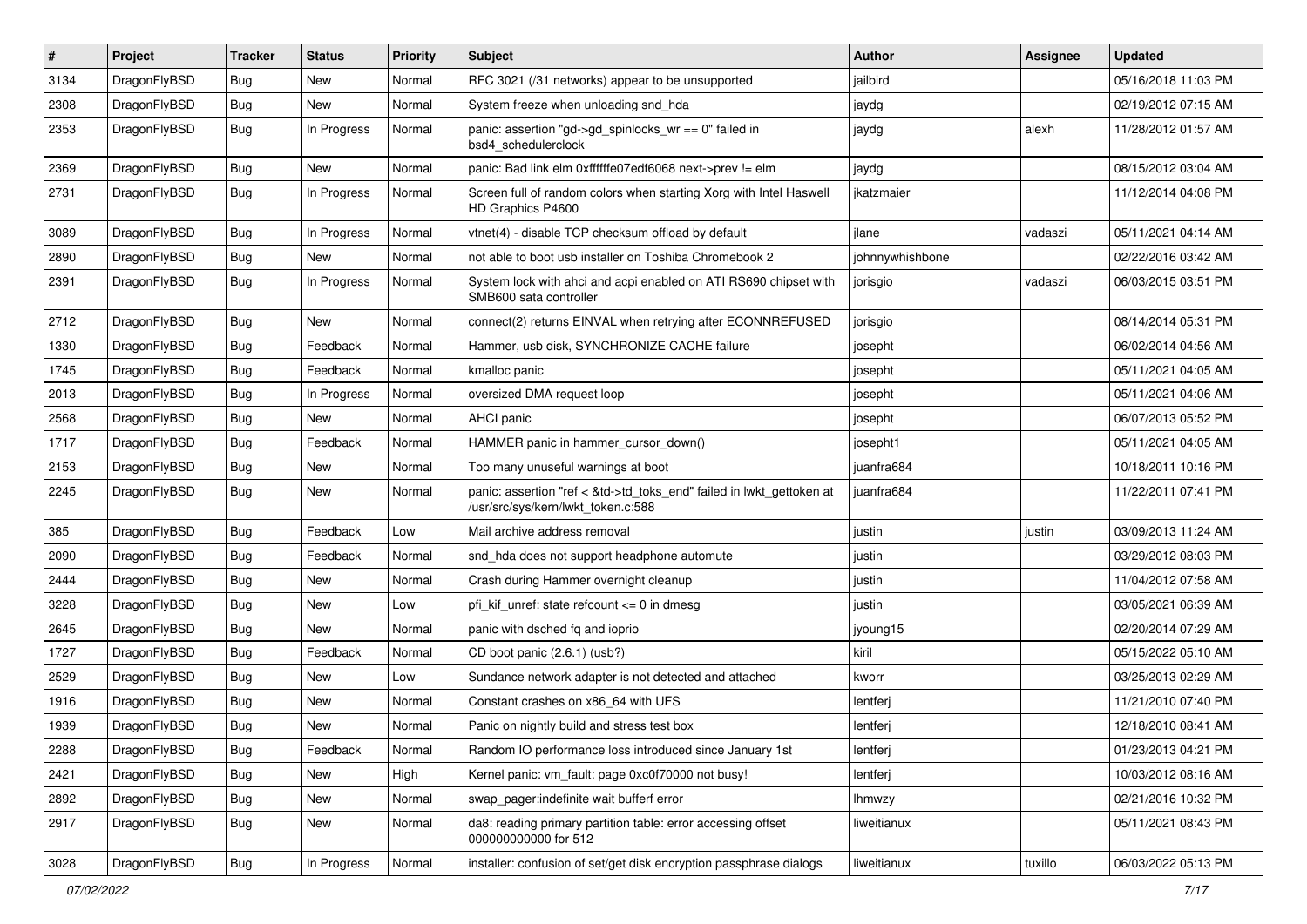| # | Project | Tracker | Status | Priority | Subject | Author | Assignee | Updated |
|---|---|---|---|---|---|---|---|---|
| 3134 | DragonFlyBSD | Bug | New | Normal | RFC 3021 (/31 networks) appear to be unsupported | jailbird | | 05/16/2018 11:03 PM |
| 2308 | DragonFlyBSD | Bug | New | Normal | System freeze when unloading snd_hda | jaydg | | 02/19/2012 07:15 AM |
| 2353 | DragonFlyBSD | Bug | In Progress | Normal | panic: assertion "gd->gd_spinlocks_wr == 0" failed in bsd4_schedulerclock | jaydg | alexh | 11/28/2012 01:57 AM |
| 2369 | DragonFlyBSD | Bug | New | Normal | panic: Bad link elm 0xffffffe07edf6068 next->prev != elm | jaydg | | 08/15/2012 03:04 AM |
| 2731 | DragonFlyBSD | Bug | In Progress | Normal | Screen full of random colors when starting Xorg with Intel Haswell HD Graphics P4600 | jkatzmaier | | 11/12/2014 04:08 PM |
| 3089 | DragonFlyBSD | Bug | In Progress | Normal | vtnet(4) - disable TCP checksum offload by default | jlane | vadaszi | 05/11/2021 04:14 AM |
| 2890 | DragonFlyBSD | Bug | New | Normal | not able to boot usb installer on Toshiba Chromebook 2 | johnnywhishbone | | 02/22/2016 03:42 AM |
| 2391 | DragonFlyBSD | Bug | In Progress | Normal | System lock with ahci and acpi enabled on ATI RS690 chipset with SMB600 sata controller | jorisgio | vadaszi | 06/03/2015 03:51 PM |
| 2712 | DragonFlyBSD | Bug | New | Normal | connect(2) returns EINVAL when retrying after ECONNREFUSED | jorisgio | | 08/14/2014 05:31 PM |
| 1330 | DragonFlyBSD | Bug | Feedback | Normal | Hammer, usb disk, SYNCHRONIZE CACHE failure | josepht | | 06/02/2014 04:56 AM |
| 1745 | DragonFlyBSD | Bug | Feedback | Normal | kmalloc panic | josepht | | 05/11/2021 04:05 AM |
| 2013 | DragonFlyBSD | Bug | In Progress | Normal | oversized DMA request loop | josepht | | 05/11/2021 04:06 AM |
| 2568 | DragonFlyBSD | Bug | New | Normal | AHCI panic | josepht | | 06/07/2013 05:52 PM |
| 1717 | DragonFlyBSD | Bug | Feedback | Normal | HAMMER panic in hammer_cursor_down() | josepht1 | | 05/11/2021 04:05 AM |
| 2153 | DragonFlyBSD | Bug | New | Normal | Too many unuseful warnings at boot | juanfra684 | | 10/18/2011 10:16 PM |
| 2245 | DragonFlyBSD | Bug | New | Normal | panic: assertion "ref < &td->td_toks_end" failed in lwkt_gettoken at /usr/src/sys/kern/lwkt_token.c:588 | juanfra684 | | 11/22/2011 07:41 PM |
| 385 | DragonFlyBSD | Bug | Feedback | Low | Mail archive address removal | justin | justin | 03/09/2013 11:24 AM |
| 2090 | DragonFlyBSD | Bug | Feedback | Normal | snd_hda does not support headphone automute | justin | | 03/29/2012 08:03 PM |
| 2444 | DragonFlyBSD | Bug | New | Normal | Crash during Hammer overnight cleanup | justin | | 11/04/2012 07:58 AM |
| 3228 | DragonFlyBSD | Bug | New | Low | pfi_kif_unref: state refcount <= 0 in dmesg | justin | | 03/05/2021 06:39 AM |
| 2645 | DragonFlyBSD | Bug | New | Normal | panic with dsched fq and ioprio | jyoung15 | | 02/20/2014 07:29 AM |
| 1727 | DragonFlyBSD | Bug | Feedback | Normal | CD boot panic (2.6.1) (usb?) | kiril | | 05/15/2022 05:10 AM |
| 2529 | DragonFlyBSD | Bug | New | Low | Sundance network adapter is not detected and attached | kworr | | 03/25/2013 02:29 AM |
| 1916 | DragonFlyBSD | Bug | New | Normal | Constant crashes on x86_64 with UFS | lentferj | | 11/21/2010 07:40 PM |
| 1939 | DragonFlyBSD | Bug | New | Normal | Panic on nightly build and stress test box | lentferj | | 12/18/2010 08:41 AM |
| 2288 | DragonFlyBSD | Bug | Feedback | Normal | Random IO performance loss introduced since January 1st | lentferj | | 01/23/2013 04:21 PM |
| 2421 | DragonFlyBSD | Bug | New | High | Kernel panic: vm_fault: page 0xc0f70000 not busy! | lentferj | | 10/03/2012 08:16 AM |
| 2892 | DragonFlyBSD | Bug | New | Normal | swap_pager:indefinite wait bufferf error | lhmwzy | | 02/21/2016 10:32 PM |
| 2917 | DragonFlyBSD | Bug | New | Normal | da8: reading primary partition table: error accessing offset 000000000000 for 512 | liweitianux | | 05/11/2021 08:43 PM |
| 3028 | DragonFlyBSD | Bug | In Progress | Normal | installer: confusion of set/get disk encryption passphrase dialogs | liweitianux | tuxillo | 06/03/2022 05:13 PM |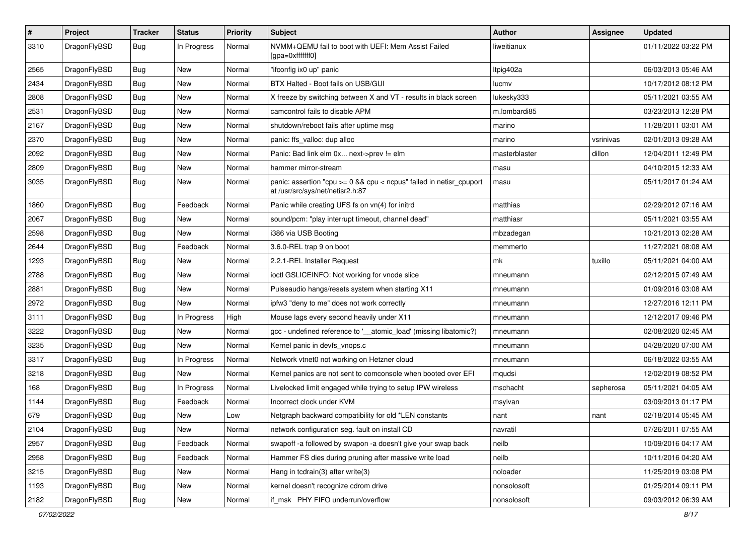| # | Project | Tracker | Status | Priority | Subject | Author | Assignee | Updated |
|---|---|---|---|---|---|---|---|---|
| 3310 | DragonFlyBSD | Bug | In Progress | Normal | NVMM+QEMU fail to boot with UEFI: Mem Assist Failed [gpa=0xfffffff0] | liweitianux | | 01/11/2022 03:22 PM |
| 2565 | DragonFlyBSD | Bug | New | Normal | "ifconfig ix0 up" panic | Itpig402a | | 06/03/2013 05:46 AM |
| 2434 | DragonFlyBSD | Bug | New | Normal | BTX Halted - Boot fails on USB/GUI | lucmv | | 10/17/2012 08:12 PM |
| 2808 | DragonFlyBSD | Bug | New | Normal | X freeze by switching between X and VT - results in black screen | lukesky333 | | 05/11/2021 03:55 AM |
| 2531 | DragonFlyBSD | Bug | New | Normal | camcontrol fails to disable APM | m.lombardi85 | | 03/23/2013 12:28 PM |
| 2167 | DragonFlyBSD | Bug | New | Normal | shutdown/reboot fails after uptime msg | marino | | 11/28/2011 03:01 AM |
| 2370 | DragonFlyBSD | Bug | New | Normal | panic: ffs_valloc: dup alloc | marino | vsrinivas | 02/01/2013 09:28 AM |
| 2092 | DragonFlyBSD | Bug | New | Normal | Panic: Bad link elm 0x... next->prev != elm | masterblaster | dillon | 12/04/2011 12:49 PM |
| 2809 | DragonFlyBSD | Bug | New | Normal | hammer mirror-stream | masu | | 04/10/2015 12:33 AM |
| 3035 | DragonFlyBSD | Bug | New | Normal | panic: assertion "cpu >= 0 && cpu < ncpus" failed in netisr_cpuport at /usr/src/sys/net/netisr2.h:87 | masu | | 05/11/2017 01:24 AM |
| 1860 | DragonFlyBSD | Bug | Feedback | Normal | Panic while creating UFS fs on vn(4) for initrd | matthias | | 02/29/2012 07:16 AM |
| 2067 | DragonFlyBSD | Bug | New | Normal | sound/pcm: "play interrupt timeout, channel dead" | matthiasr | | 05/11/2021 03:55 AM |
| 2598 | DragonFlyBSD | Bug | New | Normal | i386 via USB Booting | mbzadegan | | 10/21/2013 02:28 AM |
| 2644 | DragonFlyBSD | Bug | Feedback | Normal | 3.6.0-REL trap 9 on boot | memmerto | | 11/27/2021 08:08 AM |
| 1293 | DragonFlyBSD | Bug | New | Normal | 2.2.1-REL Installer Request | mk | tuxillo | 05/11/2021 04:00 AM |
| 2788 | DragonFlyBSD | Bug | New | Normal | ioctl GSLICEINFO: Not working for vnode slice | mneumann | | 02/12/2015 07:49 AM |
| 2881 | DragonFlyBSD | Bug | New | Normal | Pulseaudio hangs/resets system when starting X11 | mneumann | | 01/09/2016 03:08 AM |
| 2972 | DragonFlyBSD | Bug | New | Normal | ipfw3 "deny to me" does not work correctly | mneumann | | 12/27/2016 12:11 PM |
| 3111 | DragonFlyBSD | Bug | In Progress | High | Mouse lags every second heavily under X11 | mneumann | | 12/12/2017 09:46 PM |
| 3222 | DragonFlyBSD | Bug | New | Normal | gcc - undefined reference to '__atomic_load' (missing libatomic?) | mneumann | | 02/08/2020 02:45 AM |
| 3235 | DragonFlyBSD | Bug | New | Normal | Kernel panic in devfs_vnops.c | mneumann | | 04/28/2020 07:00 AM |
| 3317 | DragonFlyBSD | Bug | In Progress | Normal | Network vtnet0 not working on Hetzner cloud | mneumann | | 06/18/2022 03:55 AM |
| 3218 | DragonFlyBSD | Bug | New | Normal | Kernel panics are not sent to comconsole when booted over EFI | mqudsi | | 12/02/2019 08:52 PM |
| 168 | DragonFlyBSD | Bug | In Progress | Normal | Livelocked limit engaged while trying to setup IPW wireless | mschacht | sepherosa | 05/11/2021 04:05 AM |
| 1144 | DragonFlyBSD | Bug | Feedback | Normal | Incorrect clock under KVM | msylvan | | 03/09/2013 01:17 PM |
| 679 | DragonFlyBSD | Bug | New | Low | Netgraph backward compatibility for old *LEN constants | nant | nant | 02/18/2014 05:45 AM |
| 2104 | DragonFlyBSD | Bug | New | Normal | network configuration seg. fault on install CD | navratil | | 07/26/2011 07:55 AM |
| 2957 | DragonFlyBSD | Bug | Feedback | Normal | swapoff -a followed by swapon -a doesn't give your swap back | neilb | | 10/09/2016 04:17 AM |
| 2958 | DragonFlyBSD | Bug | Feedback | Normal | Hammer FS dies during pruning after massive write load | neilb | | 10/11/2016 04:20 AM |
| 3215 | DragonFlyBSD | Bug | New | Normal | Hang in tcdrain(3) after write(3) | noloader | | 11/25/2019 03:08 PM |
| 1193 | DragonFlyBSD | Bug | New | Normal | kernel doesn't recognize cdrom drive | nonsolosoft | | 01/25/2014 09:11 PM |
| 2182 | DragonFlyBSD | Bug | New | Normal | if_msk PHY FIFO underrun/overflow | nonsolosoft | | 09/03/2012 06:39 AM |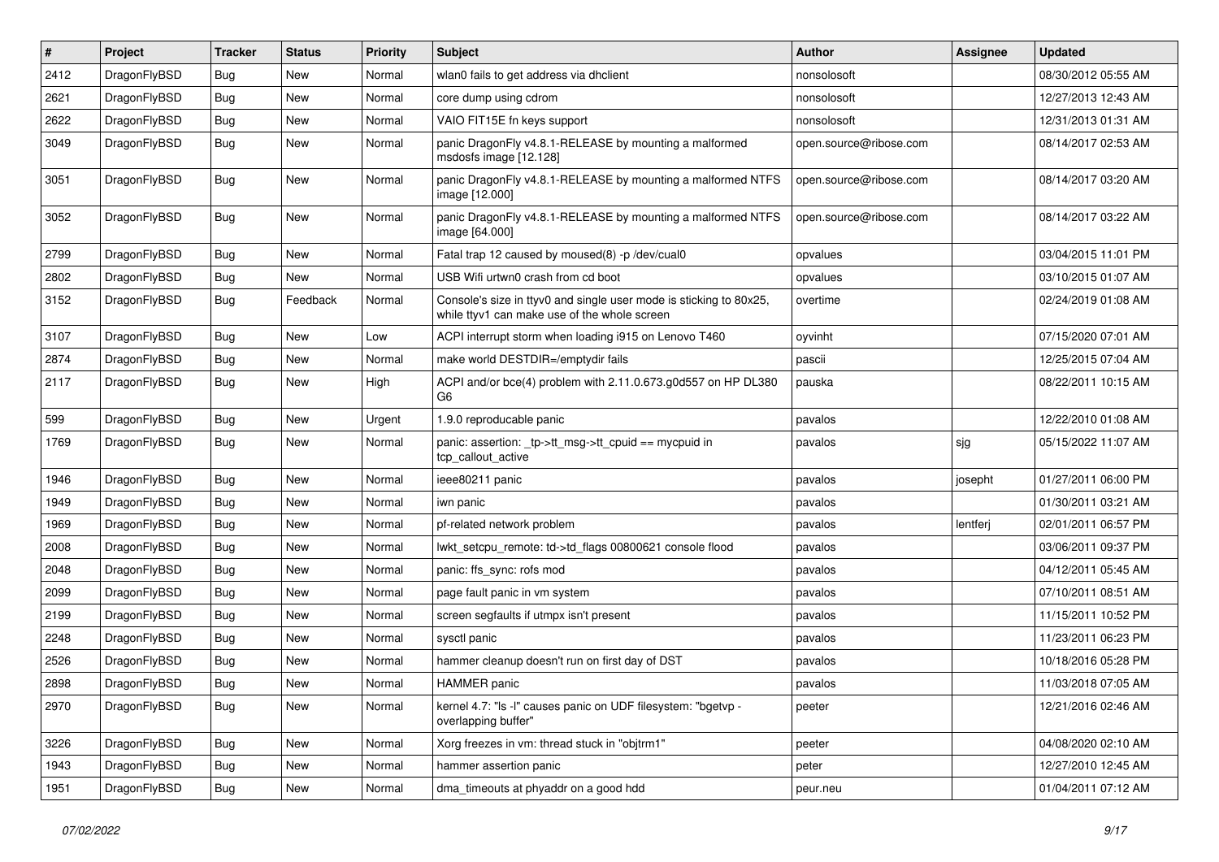| # | Project | Tracker | Status | Priority | Subject | Author | Assignee | Updated |
|---|---|---|---|---|---|---|---|---|
| 2412 | DragonFlyBSD | Bug | New | Normal | wlan0 fails to get address via dhclient | nonsolosoft | | 08/30/2012 05:55 AM |
| 2621 | DragonFlyBSD | Bug | New | Normal | core dump using cdrom | nonsolosoft | | 12/27/2013 12:43 AM |
| 2622 | DragonFlyBSD | Bug | New | Normal | VAIO FIT15E fn keys support | nonsolosoft | | 12/31/2013 01:31 AM |
| 3049 | DragonFlyBSD | Bug | New | Normal | panic DragonFly v4.8.1-RELEASE by mounting a malformed msdosfs image [12.128] | open.source@ribose.com | | 08/14/2017 02:53 AM |
| 3051 | DragonFlyBSD | Bug | New | Normal | panic DragonFly v4.8.1-RELEASE by mounting a malformed NTFS image [12.000] | open.source@ribose.com | | 08/14/2017 03:20 AM |
| 3052 | DragonFlyBSD | Bug | New | Normal | panic DragonFly v4.8.1-RELEASE by mounting a malformed NTFS image [64.000] | open.source@ribose.com | | 08/14/2017 03:22 AM |
| 2799 | DragonFlyBSD | Bug | New | Normal | Fatal trap 12 caused by moused(8) -p /dev/cual0 | opvalues | | 03/04/2015 11:01 PM |
| 2802 | DragonFlyBSD | Bug | New | Normal | USB Wifi urtwn0 crash from cd boot | opvalues | | 03/10/2015 01:07 AM |
| 3152 | DragonFlyBSD | Bug | Feedback | Normal | Console's size in ttyv0 and single user mode is sticking to 80x25, while ttyv1 can make use of the whole screen | overtime | | 02/24/2019 01:08 AM |
| 3107 | DragonFlyBSD | Bug | New | Low | ACPI interrupt storm when loading i915 on Lenovo T460 | oyvinht | | 07/15/2020 07:01 AM |
| 2874 | DragonFlyBSD | Bug | New | Normal | make world DESTDIR=/emptydir fails | pascii | | 12/25/2015 07:04 AM |
| 2117 | DragonFlyBSD | Bug | New | High | ACPI and/or bce(4) problem with 2.11.0.673.g0d557 on HP DL380 G6 | pauska | | 08/22/2011 10:15 AM |
| 599 | DragonFlyBSD | Bug | New | Urgent | 1.9.0 reproducable panic | pavalos | | 12/22/2010 01:08 AM |
| 1769 | DragonFlyBSD | Bug | New | Normal | panic: assertion: _tp->tt_msg->tt_cpuid == mycpuid in tcp_callout_active | pavalos | sjg | 05/15/2022 11:07 AM |
| 1946 | DragonFlyBSD | Bug | New | Normal | ieee80211 panic | pavalos | josepht | 01/27/2011 06:00 PM |
| 1949 | DragonFlyBSD | Bug | New | Normal | iwn panic | pavalos | | 01/30/2011 03:21 AM |
| 1969 | DragonFlyBSD | Bug | New | Normal | pf-related network problem | pavalos | lentferj | 02/01/2011 06:57 PM |
| 2008 | DragonFlyBSD | Bug | New | Normal | lwkt_setcpu_remote: td->td_flags 00800621 console flood | pavalos | | 03/06/2011 09:37 PM |
| 2048 | DragonFlyBSD | Bug | New | Normal | panic: ffs_sync: rofs mod | pavalos | | 04/12/2011 05:45 AM |
| 2099 | DragonFlyBSD | Bug | New | Normal | page fault panic in vm system | pavalos | | 07/10/2011 08:51 AM |
| 2199 | DragonFlyBSD | Bug | New | Normal | screen segfaults if utmpx isn't present | pavalos | | 11/15/2011 10:52 PM |
| 2248 | DragonFlyBSD | Bug | New | Normal | sysctl panic | pavalos | | 11/23/2011 06:23 PM |
| 2526 | DragonFlyBSD | Bug | New | Normal | hammer cleanup doesn't run on first day of DST | pavalos | | 10/18/2016 05:28 PM |
| 2898 | DragonFlyBSD | Bug | New | Normal | HAMMER panic | pavalos | | 11/03/2018 07:05 AM |
| 2970 | DragonFlyBSD | Bug | New | Normal | kernel 4.7: "ls -l" causes panic on UDF filesystem: "bgetvp - overlapping buffer" | peeter | | 12/21/2016 02:46 AM |
| 3226 | DragonFlyBSD | Bug | New | Normal | Xorg freezes in vm: thread stuck in "objtrm1" | peeter | | 04/08/2020 02:10 AM |
| 1943 | DragonFlyBSD | Bug | New | Normal | hammer assertion panic | peter | | 12/27/2010 12:45 AM |
| 1951 | DragonFlyBSD | Bug | New | Normal | dma_timeouts at phyaddr on a good hdd | peur.neu | | 01/04/2011 07:12 AM |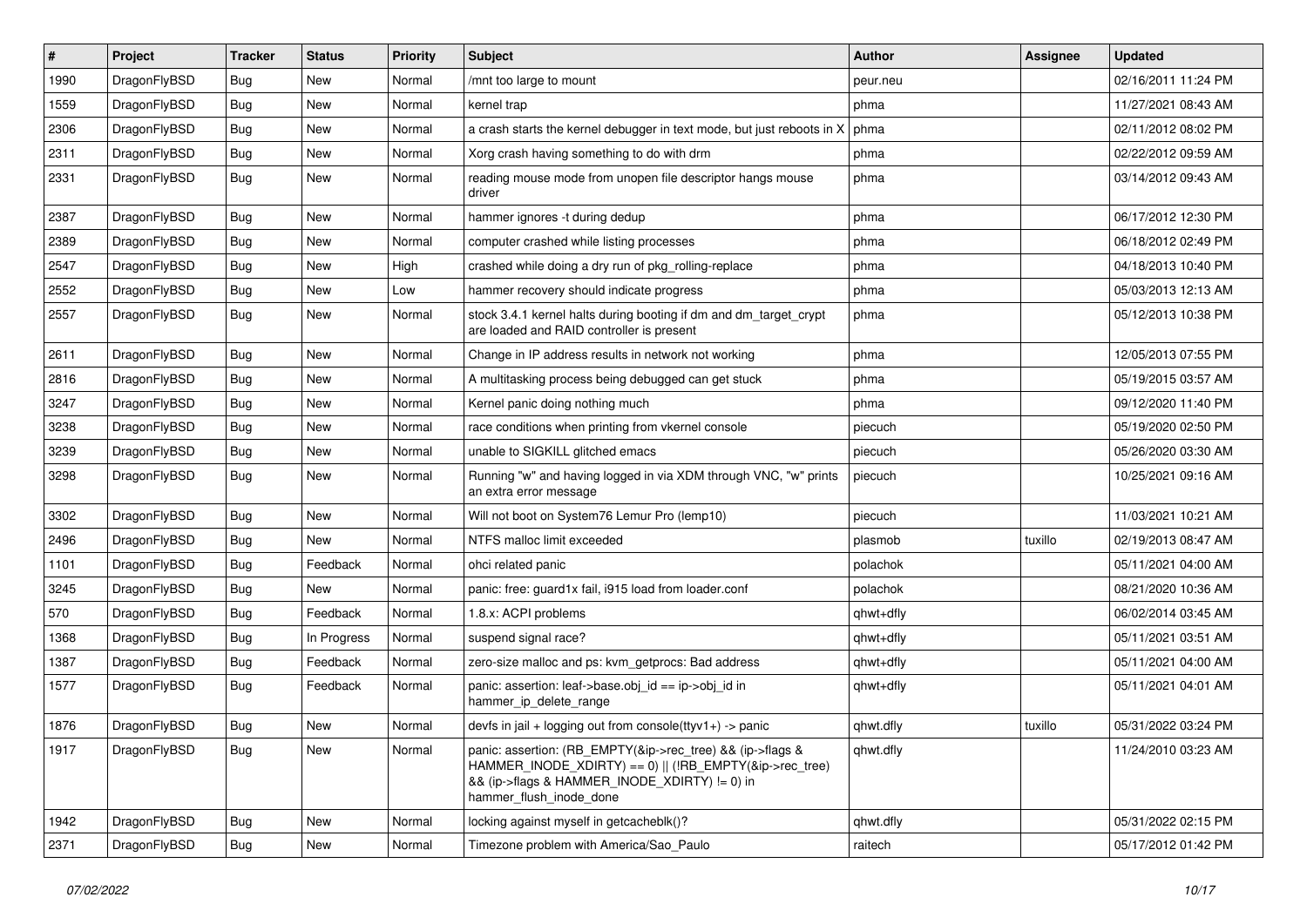| # | Project | Tracker | Status | Priority | Subject | Author | Assignee | Updated |
|---|---|---|---|---|---|---|---|---|
| 1990 | DragonFlyBSD | Bug | New | Normal | /mnt too large to mount | peur.neu | | 02/16/2011 11:24 PM |
| 1559 | DragonFlyBSD | Bug | New | Normal | kernel trap | phma | | 11/27/2021 08:43 AM |
| 2306 | DragonFlyBSD | Bug | New | Normal | a crash starts the kernel debugger in text mode, but just reboots in X | phma | | 02/11/2012 08:02 PM |
| 2311 | DragonFlyBSD | Bug | New | Normal | Xorg crash having something to do with drm | phma | | 02/22/2012 09:59 AM |
| 2331 | DragonFlyBSD | Bug | New | Normal | reading mouse mode from unopen file descriptor hangs mouse driver | phma | | 03/14/2012 09:43 AM |
| 2387 | DragonFlyBSD | Bug | New | Normal | hammer ignores -t during dedup | phma | | 06/17/2012 12:30 PM |
| 2389 | DragonFlyBSD | Bug | New | Normal | computer crashed while listing processes | phma | | 06/18/2012 02:49 PM |
| 2547 | DragonFlyBSD | Bug | New | High | crashed while doing a dry run of pkg_rolling-replace | phma | | 04/18/2013 10:40 PM |
| 2552 | DragonFlyBSD | Bug | New | Low | hammer recovery should indicate progress | phma | | 05/03/2013 12:13 AM |
| 2557 | DragonFlyBSD | Bug | New | Normal | stock 3.4.1 kernel halts during booting if dm and dm_target_crypt are loaded and RAID controller is present | phma | | 05/12/2013 10:38 PM |
| 2611 | DragonFlyBSD | Bug | New | Normal | Change in IP address results in network not working | phma | | 12/05/2013 07:55 PM |
| 2816 | DragonFlyBSD | Bug | New | Normal | A multitasking process being debugged can get stuck | phma | | 05/19/2015 03:57 AM |
| 3247 | DragonFlyBSD | Bug | New | Normal | Kernel panic doing nothing much | phma | | 09/12/2020 11:40 PM |
| 3238 | DragonFlyBSD | Bug | New | Normal | race conditions when printing from vkernel console | piecuch | | 05/19/2020 02:50 PM |
| 3239 | DragonFlyBSD | Bug | New | Normal | unable to SIGKILL glitched emacs | piecuch | | 05/26/2020 03:30 AM |
| 3298 | DragonFlyBSD | Bug | New | Normal | Running "w" and having logged in via XDM through VNC, "w" prints an extra error message | piecuch | | 10/25/2021 09:16 AM |
| 3302 | DragonFlyBSD | Bug | New | Normal | Will not boot on System76 Lemur Pro (lemp10) | piecuch | | 11/03/2021 10:21 AM |
| 2496 | DragonFlyBSD | Bug | New | Normal | NTFS malloc limit exceeded | plasmob | tuxillo | 02/19/2013 08:47 AM |
| 1101 | DragonFlyBSD | Bug | Feedback | Normal | ohci related panic | polachok | | 05/11/2021 04:00 AM |
| 3245 | DragonFlyBSD | Bug | New | Normal | panic: free: guard1x fail, i915 load from loader.conf | polachok | | 08/21/2020 10:36 AM |
| 570 | DragonFlyBSD | Bug | Feedback | Normal | 1.8.x: ACPI problems | qhwt+dfly | | 06/02/2014 03:45 AM |
| 1368 | DragonFlyBSD | Bug | In Progress | Normal | suspend signal race? | qhwt+dfly | | 05/11/2021 03:51 AM |
| 1387 | DragonFlyBSD | Bug | Feedback | Normal | zero-size malloc and ps: kvm_getprocs: Bad address | qhwt+dfly | | 05/11/2021 04:00 AM |
| 1577 | DragonFlyBSD | Bug | Feedback | Normal | panic: assertion: leaf->base.obj_id == ip->obj_id in hammer_ip_delete_range | qhwt+dfly | | 05/11/2021 04:01 AM |
| 1876 | DragonFlyBSD | Bug | New | Normal | devfs in jail + logging out from console(ttyv1+) -> panic | qhwt.dfly | tuxillo | 05/31/2022 03:24 PM |
| 1917 | DragonFlyBSD | Bug | New | Normal | panic: assertion: (RB_EMPTY(&ip->rec_tree) && (ip->flags & HAMMER_INODE_XDIRTY) == 0) \|\| (!RB_EMPTY(&ip->rec_tree) && (ip->flags & HAMMER_INODE_XDIRTY) != 0) in hammer_flush_inode_done | qhwt.dfly | | 11/24/2010 03:23 AM |
| 1942 | DragonFlyBSD | Bug | New | Normal | locking against myself in getcacheblk()? | qhwt.dfly | | 05/31/2022 02:15 PM |
| 2371 | DragonFlyBSD | Bug | New | Normal | Timezone problem with America/Sao_Paulo | raitech | | 05/17/2012 01:42 PM |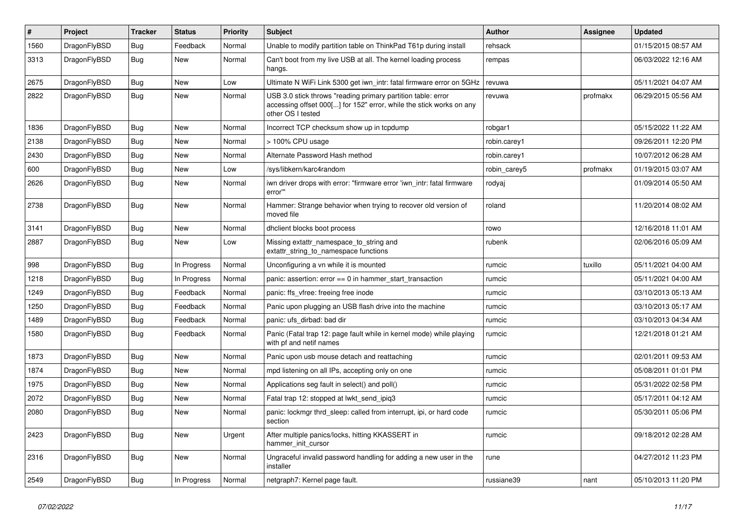| # | Project | Tracker | Status | Priority | Subject | Author | Assignee | Updated |
|---|---|---|---|---|---|---|---|---|
| 1560 | DragonFlyBSD | Bug | Feedback | Normal | Unable to modify partition table on ThinkPad T61p during install | rehsack | | 01/15/2015 08:57 AM |
| 3313 | DragonFlyBSD | Bug | New | Normal | Can't boot from my live USB at all. The kernel loading process hangs. | rempas | | 06/03/2022 12:16 AM |
| 2675 | DragonFlyBSD | Bug | New | Low | Ultimate N WiFi Link 5300 get iwn_intr: fatal firmware error on 5GHz | revuwa | | 05/11/2021 04:07 AM |
| 2822 | DragonFlyBSD | Bug | New | Normal | USB 3.0 stick throws "reading primary partition table: error accessing offset 000[...] for 152" error, while the stick works on any other OS I tested | revuwa | profmakx | 06/29/2015 05:56 AM |
| 1836 | DragonFlyBSD | Bug | New | Normal | Incorrect TCP checksum show up in tcpdump | robgar1 | | 05/15/2022 11:22 AM |
| 2138 | DragonFlyBSD | Bug | New | Normal | > 100% CPU usage | robin.carey1 | | 09/26/2011 12:20 PM |
| 2430 | DragonFlyBSD | Bug | New | Normal | Alternate Password Hash method | robin.carey1 | | 10/07/2012 06:28 AM |
| 600 | DragonFlyBSD | Bug | New | Low | /sys/libkern/karc4random | robin_carey5 | profmakx | 01/19/2015 03:07 AM |
| 2626 | DragonFlyBSD | Bug | New | Normal | iwn driver drops with error: "firmware error 'iwn_intr: fatal firmware error'" | rodyaj | | 01/09/2014 05:50 AM |
| 2738 | DragonFlyBSD | Bug | New | Normal | Hammer: Strange behavior when trying to recover old version of moved file | roland | | 11/20/2014 08:02 AM |
| 3141 | DragonFlyBSD | Bug | New | Normal | dhclient blocks boot process | rowo | | 12/16/2018 11:01 AM |
| 2887 | DragonFlyBSD | Bug | New | Low | Missing extattr_namespace_to_string and extattr_string_to_namespace functions | rubenk | | 02/06/2016 05:09 AM |
| 998 | DragonFlyBSD | Bug | In Progress | Normal | Unconfiguring a vn while it is mounted | rumcic | tuxillo | 05/11/2021 04:00 AM |
| 1218 | DragonFlyBSD | Bug | In Progress | Normal | panic: assertion: error == 0 in hammer_start_transaction | rumcic | | 05/11/2021 04:00 AM |
| 1249 | DragonFlyBSD | Bug | Feedback | Normal | panic: ffs_vfree: freeing free inode | rumcic | | 03/10/2013 05:13 AM |
| 1250 | DragonFlyBSD | Bug | Feedback | Normal | Panic upon plugging an USB flash drive into the machine | rumcic | | 03/10/2013 05:17 AM |
| 1489 | DragonFlyBSD | Bug | Feedback | Normal | panic: ufs_dirbad: bad dir | rumcic | | 03/10/2013 04:34 AM |
| 1580 | DragonFlyBSD | Bug | Feedback | Normal | Panic (Fatal trap 12: page fault while in kernel mode) while playing with pf and netif names | rumcic | | 12/21/2018 01:21 AM |
| 1873 | DragonFlyBSD | Bug | New | Normal | Panic upon usb mouse detach and reattaching | rumcic | | 02/01/2011 09:53 AM |
| 1874 | DragonFlyBSD | Bug | New | Normal | mpd listening on all IPs, accepting only on one | rumcic | | 05/08/2011 01:01 PM |
| 1975 | DragonFlyBSD | Bug | New | Normal | Applications seg fault in select() and poll() | rumcic | | 05/31/2022 02:58 PM |
| 2072 | DragonFlyBSD | Bug | New | Normal | Fatal trap 12: stopped at lwkt_send_ipiq3 | rumcic | | 05/17/2011 04:12 AM |
| 2080 | DragonFlyBSD | Bug | New | Normal | panic: lockmgr thrd_sleep: called from interrupt, ipi, or hard code section | rumcic | | 05/30/2011 05:06 PM |
| 2423 | DragonFlyBSD | Bug | New | Urgent | After multiple panics/locks, hitting KKASSERT in hammer_init_cursor | rumcic | | 09/18/2012 02:28 AM |
| 2316 | DragonFlyBSD | Bug | New | Normal | Ungraceful invalid password handling for adding a new user in the installer | rune | | 04/27/2012 11:23 PM |
| 2549 | DragonFlyBSD | Bug | In Progress | Normal | netgraph7: Kernel page fault. | russiane39 | nant | 05/10/2013 11:20 PM |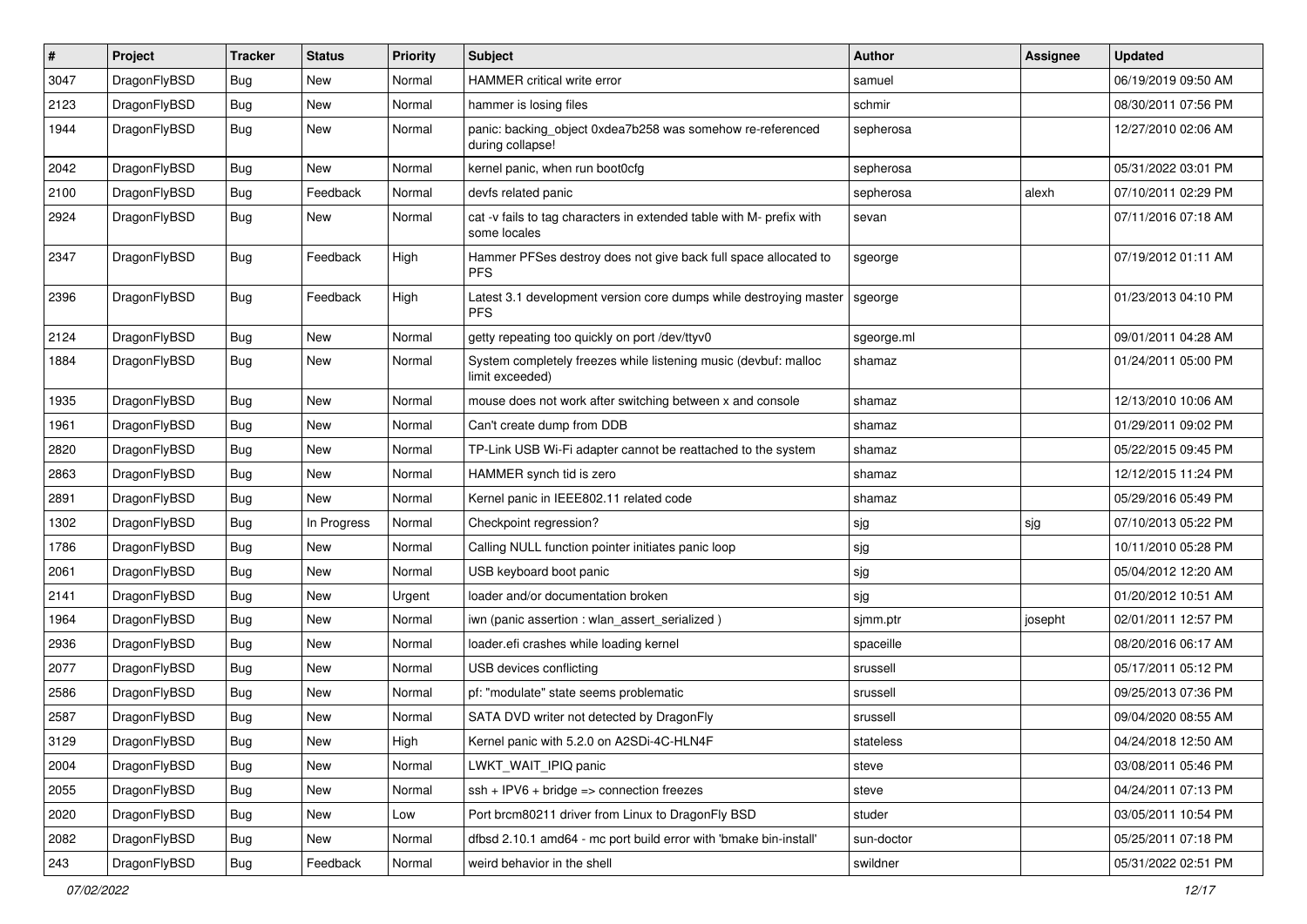| # | Project | Tracker | Status | Priority | Subject | Author | Assignee | Updated |
|---|---|---|---|---|---|---|---|---|
| 3047 | DragonFlyBSD | Bug | New | Normal | HAMMER critical write error | samuel | | 06/19/2019 09:50 AM |
| 2123 | DragonFlyBSD | Bug | New | Normal | hammer is losing files | schmir | | 08/30/2011 07:56 PM |
| 1944 | DragonFlyBSD | Bug | New | Normal | panic: backing_object 0xdea7b258 was somehow re-referenced during collapse! | sepherosa | | 12/27/2010 02:06 AM |
| 2042 | DragonFlyBSD | Bug | New | Normal | kernel panic, when run boot0cfg | sepherosa | | 05/31/2022 03:01 PM |
| 2100 | DragonFlyBSD | Bug | Feedback | Normal | devfs related panic | sepherosa | alexh | 07/10/2011 02:29 PM |
| 2924 | DragonFlyBSD | Bug | New | Normal | cat -v fails to tag characters in extended table with M- prefix with some locales | sevan | | 07/11/2016 07:18 AM |
| 2347 | DragonFlyBSD | Bug | Feedback | High | Hammer PFSes destroy does not give back full space allocated to PFS | sgeorge | | 07/19/2012 01:11 AM |
| 2396 | DragonFlyBSD | Bug | Feedback | High | Latest 3.1 development version core dumps while destroying master PFS | sgeorge | | 01/23/2013 04:10 PM |
| 2124 | DragonFlyBSD | Bug | New | Normal | getty repeating too quickly on port /dev/ttyv0 | sgeorge.ml | | 09/01/2011 04:28 AM |
| 1884 | DragonFlyBSD | Bug | New | Normal | System completely freezes while listening music (devbuf: malloc limit exceeded) | shamaz | | 01/24/2011 05:00 PM |
| 1935 | DragonFlyBSD | Bug | New | Normal | mouse does not work after switching between x and console | shamaz | | 12/13/2010 10:06 AM |
| 1961 | DragonFlyBSD | Bug | New | Normal | Can't create dump from DDB | shamaz | | 01/29/2011 09:02 PM |
| 2820 | DragonFlyBSD | Bug | New | Normal | TP-Link USB Wi-Fi adapter cannot be reattached to the system | shamaz | | 05/22/2015 09:45 PM |
| 2863 | DragonFlyBSD | Bug | New | Normal | HAMMER synch tid is zero | shamaz | | 12/12/2015 11:24 PM |
| 2891 | DragonFlyBSD | Bug | New | Normal | Kernel panic in IEEE802.11 related code | shamaz | | 05/29/2016 05:49 PM |
| 1302 | DragonFlyBSD | Bug | In Progress | Normal | Checkpoint regression? | sjg | sjg | 07/10/2013 05:22 PM |
| 1786 | DragonFlyBSD | Bug | New | Normal | Calling NULL function pointer initiates panic loop | sjg | | 10/11/2010 05:28 PM |
| 2061 | DragonFlyBSD | Bug | New | Normal | USB keyboard boot panic | sjg | | 05/04/2012 12:20 AM |
| 2141 | DragonFlyBSD | Bug | New | Urgent | loader and/or documentation broken | sjg | | 01/20/2012 10:51 AM |
| 1964 | DragonFlyBSD | Bug | New | Normal | iwn (panic assertion : wlan_assert_serialized ) | sjmm.ptr | josepht | 02/01/2011 12:57 PM |
| 2936 | DragonFlyBSD | Bug | New | Normal | loader.efi crashes while loading kernel | spaceille | | 08/20/2016 06:17 AM |
| 2077 | DragonFlyBSD | Bug | New | Normal | USB devices conflicting | srussell | | 05/17/2011 05:12 PM |
| 2586 | DragonFlyBSD | Bug | New | Normal | pf: "modulate" state seems problematic | srussell | | 09/25/2013 07:36 PM |
| 2587 | DragonFlyBSD | Bug | New | Normal | SATA DVD writer not detected by DragonFly | srussell | | 09/04/2020 08:55 AM |
| 3129 | DragonFlyBSD | Bug | New | High | Kernel panic with 5.2.0 on A2SDi-4C-HLN4F | stateless | | 04/24/2018 12:50 AM |
| 2004 | DragonFlyBSD | Bug | New | Normal | LWKT_WAIT_IPIQ panic | steve | | 03/08/2011 05:46 PM |
| 2055 | DragonFlyBSD | Bug | New | Normal | ssh + IPV6 + bridge => connection freezes | steve | | 04/24/2011 07:13 PM |
| 2020 | DragonFlyBSD | Bug | New | Low | Port brcm80211 driver from Linux to DragonFly BSD | studer | | 03/05/2011 10:54 PM |
| 2082 | DragonFlyBSD | Bug | New | Normal | dfbsd 2.10.1 amd64 - mc port build error with 'bmake bin-install' | sun-doctor | | 05/25/2011 07:18 PM |
| 243 | DragonFlyBSD | Bug | Feedback | Normal | weird behavior in the shell | swildner | | 05/31/2022 02:51 PM |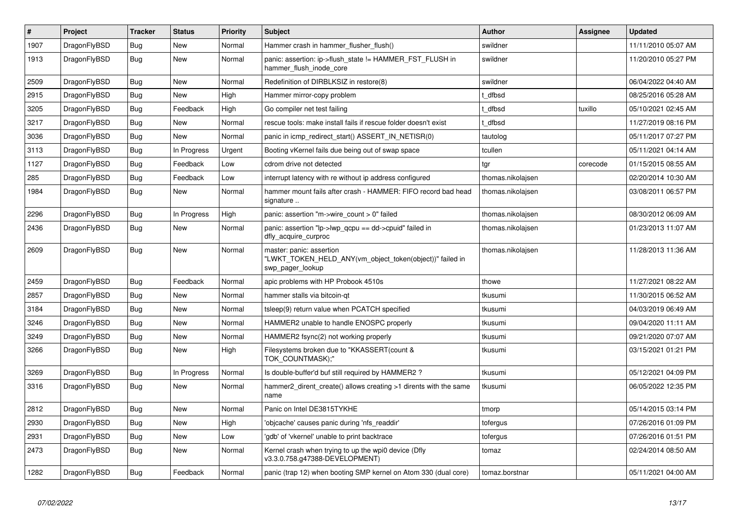| # | Project | Tracker | Status | Priority | Subject | Author | Assignee | Updated |
|---|---|---|---|---|---|---|---|---|
| 1907 | DragonFlyBSD | Bug | New | Normal | Hammer crash in hammer_flusher_flush() | swildner | | 11/11/2010 05:07 AM |
| 1913 | DragonFlyBSD | Bug | New | Normal | panic: assertion: ip->flush_state != HAMMER_FST_FLUSH in hammer_flush_inode_core | swildner | | 11/20/2010 05:27 PM |
| 2509 | DragonFlyBSD | Bug | New | Normal | Redefinition of DIRBLKSIZ in restore(8) | swildner | | 06/04/2022 04:40 AM |
| 2915 | DragonFlyBSD | Bug | New | High | Hammer mirror-copy problem | t_dfbsd | | 08/25/2016 05:28 AM |
| 3205 | DragonFlyBSD | Bug | Feedback | High | Go compiler net test failing | t_dfbsd | tuxillo | 05/10/2021 02:45 AM |
| 3217 | DragonFlyBSD | Bug | New | Normal | rescue tools: make install fails if rescue folder doesn't exist | t_dfbsd | | 11/27/2019 08:16 PM |
| 3036 | DragonFlyBSD | Bug | New | Normal | panic in icmp_redirect_start() ASSERT_IN_NETISR(0) | tautolog | | 05/11/2017 07:27 PM |
| 3113 | DragonFlyBSD | Bug | In Progress | Urgent | Booting vKernel fails due being out of swap space | tcullen | | 05/11/2021 04:14 AM |
| 1127 | DragonFlyBSD | Bug | Feedback | Low | cdrom drive not detected | tgr | corecode | 01/15/2015 08:55 AM |
| 285 | DragonFlyBSD | Bug | Feedback | Low | interrupt latency with re without ip address configured | thomas.nikolajsen | | 02/20/2014 10:30 AM |
| 1984 | DragonFlyBSD | Bug | New | Normal | hammer mount fails after crash - HAMMER: FIFO record bad head signature .. | thomas.nikolajsen | | 03/08/2011 06:57 PM |
| 2296 | DragonFlyBSD | Bug | In Progress | High | panic: assertion "m->wire_count > 0" failed | thomas.nikolajsen | | 08/30/2012 06:09 AM |
| 2436 | DragonFlyBSD | Bug | New | Normal | panic: assertion "lp->lwp_qcpu == dd->cpuid" failed in dfly_acquire_curproc | thomas.nikolajsen | | 01/23/2013 11:07 AM |
| 2609 | DragonFlyBSD | Bug | New | Normal | master: panic: assertion "LWKT_TOKEN_HELD_ANY(vm_object_token(object))" failed in swp_pager_lookup | thomas.nikolajsen | | 11/28/2013 11:36 AM |
| 2459 | DragonFlyBSD | Bug | Feedback | Normal | apic problems with HP Probook 4510s | thowe | | 11/27/2021 08:22 AM |
| 2857 | DragonFlyBSD | Bug | New | Normal | hammer stalls via bitcoin-qt | tkusumi | | 11/30/2015 06:52 AM |
| 3184 | DragonFlyBSD | Bug | New | Normal | tsleep(9) return value when PCATCH specified | tkusumi | | 04/03/2019 06:49 AM |
| 3246 | DragonFlyBSD | Bug | New | Normal | HAMMER2 unable to handle ENOSPC properly | tkusumi | | 09/04/2020 11:11 AM |
| 3249 | DragonFlyBSD | Bug | New | Normal | HAMMER2 fsync(2) not working properly | tkusumi | | 09/21/2020 07:07 AM |
| 3266 | DragonFlyBSD | Bug | New | High | Filesystems broken due to "KKASSERT(count & TOK_COUNTMASK);" | tkusumi | | 03/15/2021 01:21 PM |
| 3269 | DragonFlyBSD | Bug | In Progress | Normal | Is double-buffer'd buf still required by HAMMER2 ? | tkusumi | | 05/12/2021 04:09 PM |
| 3316 | DragonFlyBSD | Bug | New | Normal | hammer2_dirent_create() allows creating >1 dirents with the same name | tkusumi | | 06/05/2022 12:35 PM |
| 2812 | DragonFlyBSD | Bug | New | Normal | Panic on Intel DE3815TYKHE | tmorp | | 05/14/2015 03:14 PM |
| 2930 | DragonFlyBSD | Bug | New | High | 'objcache' causes panic during 'nfs_readdir' | tofergus | | 07/26/2016 01:09 PM |
| 2931 | DragonFlyBSD | Bug | New | Low | 'gdb' of 'vkernel' unable to print backtrace | tofergus | | 07/26/2016 01:51 PM |
| 2473 | DragonFlyBSD | Bug | New | Normal | Kernel crash when trying to up the wpi0 device (Dfly v3.3.0.758.g47388-DEVELOPMENT) | tomaz | | 02/24/2014 08:50 AM |
| 1282 | DragonFlyBSD | Bug | Feedback | Normal | panic (trap 12) when booting SMP kernel on Atom 330 (dual core) | tomaz.borstnar | | 05/11/2021 04:00 AM |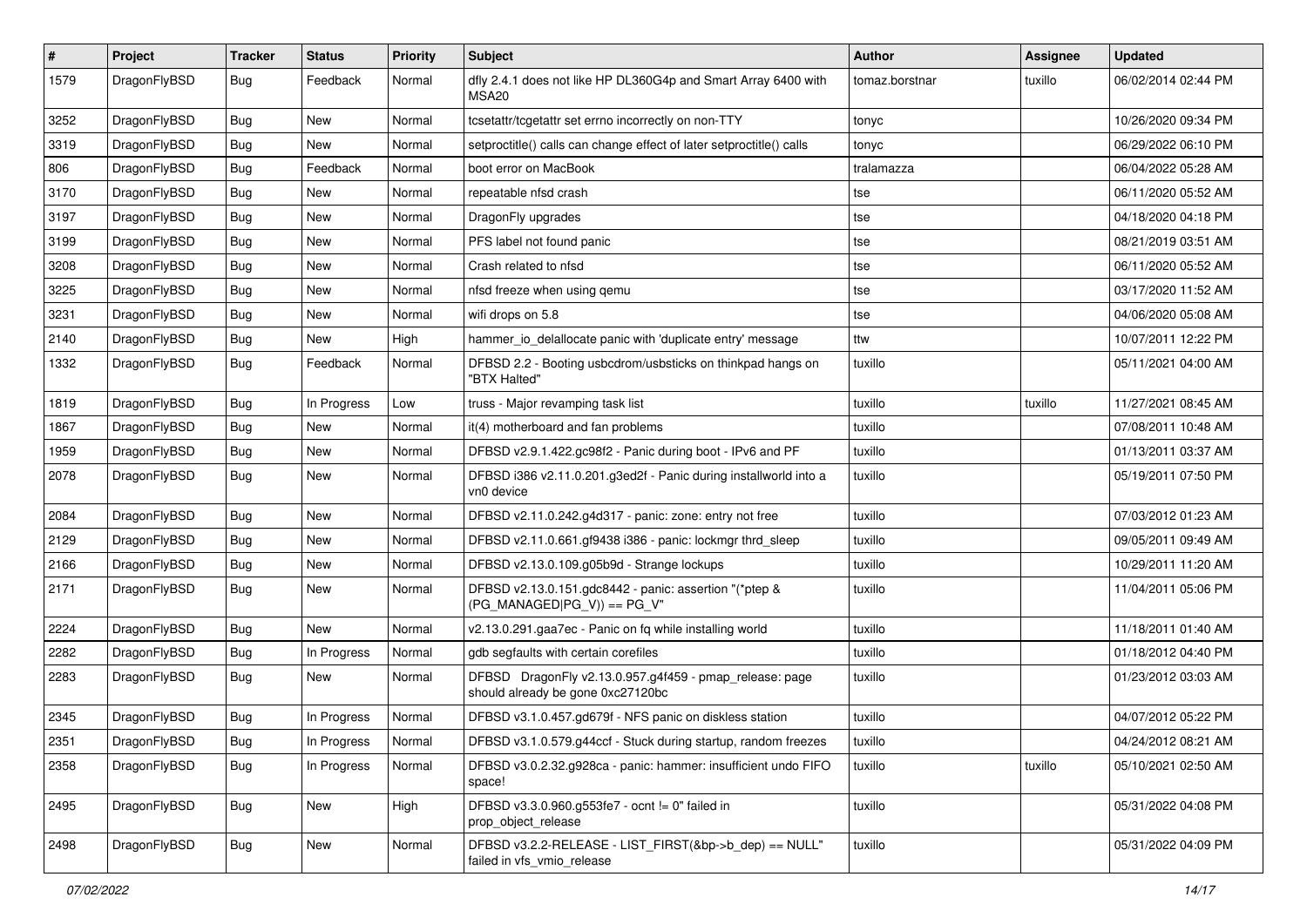| # | Project | Tracker | Status | Priority | Subject | Author | Assignee | Updated |
|---|---|---|---|---|---|---|---|---|
| 1579 | DragonFlyBSD | Bug | Feedback | Normal | dfly 2.4.1 does not like HP DL360G4p and Smart Array 6400 with MSA20 | tomaz.borstnar | tuxillo | 06/02/2014 02:44 PM |
| 3252 | DragonFlyBSD | Bug | New | Normal | tcsetattr/tcgetattr set errno incorrectly on non-TTY | tonyc | | 10/26/2020 09:34 PM |
| 3319 | DragonFlyBSD | Bug | New | Normal | setproctitle() calls can change effect of later setproctitle() calls | tonyc | | 06/29/2022 06:10 PM |
| 806 | DragonFlyBSD | Bug | Feedback | Normal | boot error on MacBook | tralamazza | | 06/04/2022 05:28 AM |
| 3170 | DragonFlyBSD | Bug | New | Normal | repeatable nfsd crash | tse | | 06/11/2020 05:52 AM |
| 3197 | DragonFlyBSD | Bug | New | Normal | DragonFly upgrades | tse | | 04/18/2020 04:18 PM |
| 3199 | DragonFlyBSD | Bug | New | Normal | PFS label not found panic | tse | | 08/21/2019 03:51 AM |
| 3208 | DragonFlyBSD | Bug | New | Normal | Crash related to nfsd | tse | | 06/11/2020 05:52 AM |
| 3225 | DragonFlyBSD | Bug | New | Normal | nfsd freeze when using qemu | tse | | 03/17/2020 11:52 AM |
| 3231 | DragonFlyBSD | Bug | New | Normal | wifi drops on 5.8 | tse | | 04/06/2020 05:08 AM |
| 2140 | DragonFlyBSD | Bug | New | High | hammer_io_delallocate panic with 'duplicate entry' message | ttw | | 10/07/2011 12:22 PM |
| 1332 | DragonFlyBSD | Bug | Feedback | Normal | DFBSD 2.2 - Booting usbcdrom/usbsticks on thinkpad hangs on "BTX Halted" | tuxillo | | 05/11/2021 04:00 AM |
| 1819 | DragonFlyBSD | Bug | In Progress | Low | truss - Major revamping task list | tuxillo | tuxillo | 11/27/2021 08:45 AM |
| 1867 | DragonFlyBSD | Bug | New | Normal | it(4) motherboard and fan problems | tuxillo | | 07/08/2011 10:48 AM |
| 1959 | DragonFlyBSD | Bug | New | Normal | DFBSD v2.9.1.422.gc98f2 - Panic during boot - IPv6 and PF | tuxillo | | 01/13/2011 03:37 AM |
| 2078 | DragonFlyBSD | Bug | New | Normal | DFBSD i386 v2.11.0.201.g3ed2f - Panic during installworld into a vn0 device | tuxillo | | 05/19/2011 07:50 PM |
| 2084 | DragonFlyBSD | Bug | New | Normal | DFBSD v2.11.0.242.g4d317 - panic: zone: entry not free | tuxillo | | 07/03/2012 01:23 AM |
| 2129 | DragonFlyBSD | Bug | New | Normal | DFBSD v2.11.0.661.gf9438 i386 - panic: lockmgr thrd_sleep | tuxillo | | 09/05/2011 09:49 AM |
| 2166 | DragonFlyBSD | Bug | New | Normal | DFBSD v2.13.0.109.g05b9d - Strange lockups | tuxillo | | 10/29/2011 11:20 AM |
| 2171 | DragonFlyBSD | Bug | New | Normal | DFBSD v2.13.0.151.gdc8442 - panic: assertion "(*ptep & (PG_MANAGED\|PG_V)) == PG_V" | tuxillo | | 11/04/2011 05:06 PM |
| 2224 | DragonFlyBSD | Bug | New | Normal | v2.13.0.291.gaa7ec - Panic on fq while installing world | tuxillo | | 11/18/2011 01:40 AM |
| 2282 | DragonFlyBSD | Bug | In Progress | Normal | gdb segfaults with certain corefiles | tuxillo | | 01/18/2012 04:40 PM |
| 2283 | DragonFlyBSD | Bug | New | Normal | DFBSD DragonFly v2.13.0.957.g4f459 - pmap_release: page should already be gone 0xc27120bc | tuxillo | | 01/23/2012 03:03 AM |
| 2345 | DragonFlyBSD | Bug | In Progress | Normal | DFBSD v3.1.0.457.gd679f - NFS panic on diskless station | tuxillo | | 04/07/2012 05:22 PM |
| 2351 | DragonFlyBSD | Bug | In Progress | Normal | DFBSD v3.1.0.579.g44ccf - Stuck during startup, random freezes | tuxillo | | 04/24/2012 08:21 AM |
| 2358 | DragonFlyBSD | Bug | In Progress | Normal | DFBSD v3.0.2.32.g928ca - panic: hammer: insufficient undo FIFO space! | tuxillo | tuxillo | 05/10/2021 02:50 AM |
| 2495 | DragonFlyBSD | Bug | New | High | DFBSD v3.3.0.960.g553fe7 - ocnt != 0" failed in prop_object_release | tuxillo | | 05/31/2022 04:08 PM |
| 2498 | DragonFlyBSD | Bug | New | Normal | DFBSD v3.2.2-RELEASE - LIST_FIRST(&bp->b_dep) == NULL" failed in vfs_vmio_release | tuxillo | | 05/31/2022 04:09 PM |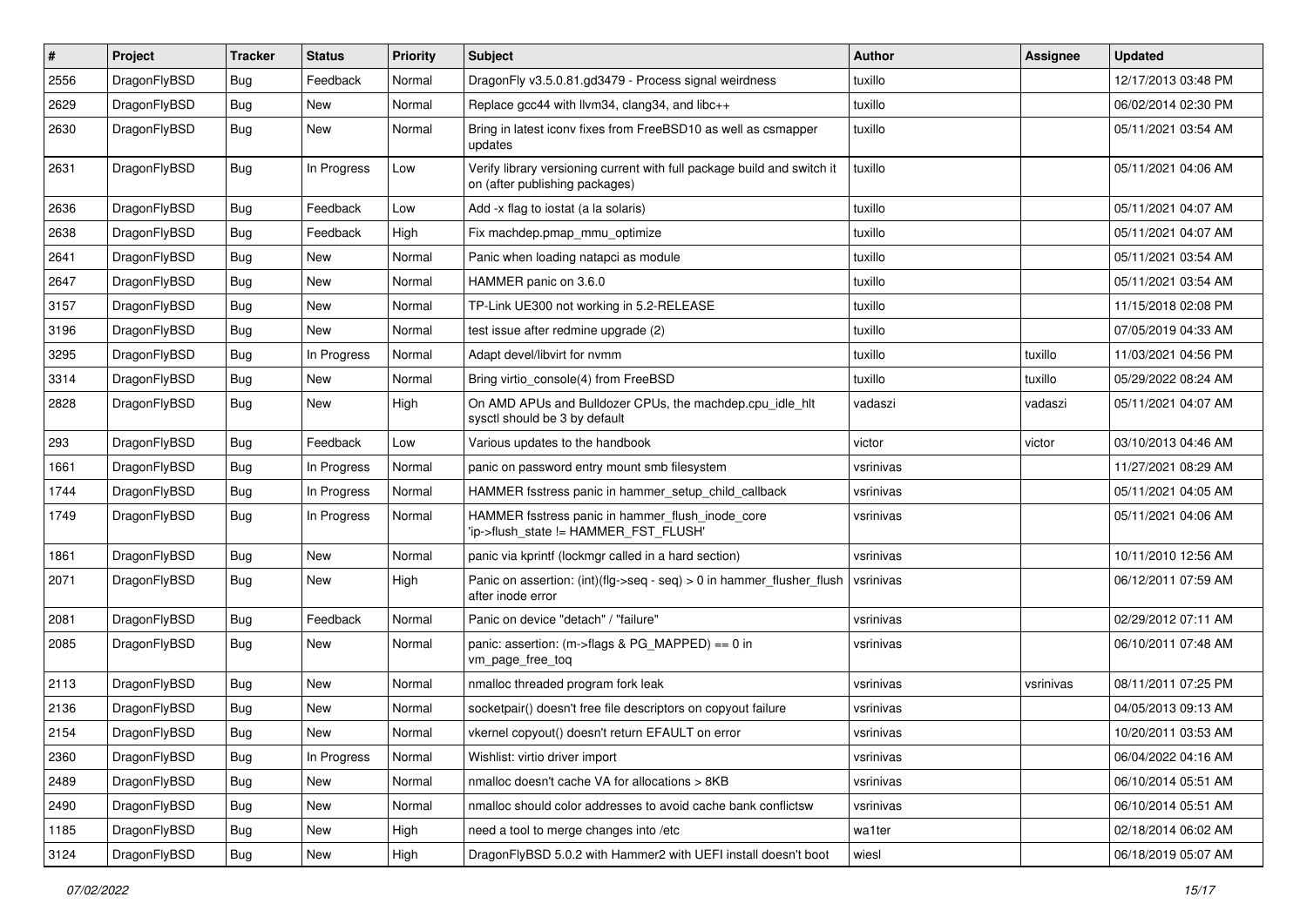| # | Project | Tracker | Status | Priority | Subject | Author | Assignee | Updated |
|---|---|---|---|---|---|---|---|---|
| 2556 | DragonFlyBSD | Bug | Feedback | Normal | DragonFly v3.5.0.81.gd3479 - Process signal weirdness | tuxillo | | 12/17/2013 03:48 PM |
| 2629 | DragonFlyBSD | Bug | New | Normal | Replace gcc44 with llvm34, clang34, and libc++ | tuxillo | | 06/02/2014 02:30 PM |
| 2630 | DragonFlyBSD | Bug | New | Normal | Bring in latest iconv fixes from FreeBSD10 as well as csmapper updates | tuxillo | | 05/11/2021 03:54 AM |
| 2631 | DragonFlyBSD | Bug | In Progress | Low | Verify library versioning current with full package build and switch it on (after publishing packages) | tuxillo | | 05/11/2021 04:06 AM |
| 2636 | DragonFlyBSD | Bug | Feedback | Low | Add -x flag to iostat (a la solaris) | tuxillo | | 05/11/2021 04:07 AM |
| 2638 | DragonFlyBSD | Bug | Feedback | High | Fix machdep.pmap_mmu_optimize | tuxillo | | 05/11/2021 04:07 AM |
| 2641 | DragonFlyBSD | Bug | New | Normal | Panic when loading natapci as module | tuxillo | | 05/11/2021 03:54 AM |
| 2647 | DragonFlyBSD | Bug | New | Normal | HAMMER panic on 3.6.0 | tuxillo | | 05/11/2021 03:54 AM |
| 3157 | DragonFlyBSD | Bug | New | Normal | TP-Link UE300 not working in 5.2-RELEASE | tuxillo | | 11/15/2018 02:08 PM |
| 3196 | DragonFlyBSD | Bug | New | Normal | test issue after redmine upgrade (2) | tuxillo | | 07/05/2019 04:33 AM |
| 3295 | DragonFlyBSD | Bug | In Progress | Normal | Adapt devel/libvirt for nvmm | tuxillo | tuxillo | 11/03/2021 04:56 PM |
| 3314 | DragonFlyBSD | Bug | New | Normal | Bring virtio_console(4) from FreeBSD | tuxillo | tuxillo | 05/29/2022 08:24 AM |
| 2828 | DragonFlyBSD | Bug | New | High | On AMD APUs and Bulldozer CPUs, the machdep.cpu_idle_hlt sysctl should be 3 by default | vadaszi | vadaszi | 05/11/2021 04:07 AM |
| 293 | DragonFlyBSD | Bug | Feedback | Low | Various updates to the handbook | victor | victor | 03/10/2013 04:46 AM |
| 1661 | DragonFlyBSD | Bug | In Progress | Normal | panic on password entry mount smb filesystem | vsrinivas | | 11/27/2021 08:29 AM |
| 1744 | DragonFlyBSD | Bug | In Progress | Normal | HAMMER fsstress panic in hammer_setup_child_callback | vsrinivas | | 05/11/2021 04:05 AM |
| 1749 | DragonFlyBSD | Bug | In Progress | Normal | HAMMER fsstress panic in hammer_flush_inode_core 'ip->flush_state != HAMMER_FST_FLUSH' | vsrinivas | | 05/11/2021 04:06 AM |
| 1861 | DragonFlyBSD | Bug | New | Normal | panic via kprintf (lockmgr called in a hard section) | vsrinivas | | 10/11/2010 12:56 AM |
| 2071 | DragonFlyBSD | Bug | New | High | Panic on assertion: (int)(flg->seq - seq) > 0 in hammer_flusher_flush after inode error | vsrinivas | | 06/12/2011 07:59 AM |
| 2081 | DragonFlyBSD | Bug | Feedback | Normal | Panic on device "detach" / "failure" | vsrinivas | | 02/29/2012 07:11 AM |
| 2085 | DragonFlyBSD | Bug | New | Normal | panic: assertion: (m->flags & PG_MAPPED) == 0 in vm_page_free_toq | vsrinivas | | 06/10/2011 07:48 AM |
| 2113 | DragonFlyBSD | Bug | New | Normal | nmalloc threaded program fork leak | vsrinivas | vsrinivas | 08/11/2011 07:25 PM |
| 2136 | DragonFlyBSD | Bug | New | Normal | socketpair() doesn't free file descriptors on copyout failure | vsrinivas | | 04/05/2013 09:13 AM |
| 2154 | DragonFlyBSD | Bug | New | Normal | vkernel copyout() doesn't return EFAULT on error | vsrinivas | | 10/20/2011 03:53 AM |
| 2360 | DragonFlyBSD | Bug | In Progress | Normal | Wishlist: virtio driver import | vsrinivas | | 06/04/2022 04:16 AM |
| 2489 | DragonFlyBSD | Bug | New | Normal | nmalloc doesn't cache VA for allocations > 8KB | vsrinivas | | 06/10/2014 05:51 AM |
| 2490 | DragonFlyBSD | Bug | New | Normal | nmalloc should color addresses to avoid cache bank conflictsw | vsrinivas | | 06/10/2014 05:51 AM |
| 1185 | DragonFlyBSD | Bug | New | High | need a tool to merge changes into /etc | wa1ter | | 02/18/2014 06:02 AM |
| 3124 | DragonFlyBSD | Bug | New | High | DragonFlyBSD 5.0.2 with Hammer2 with UEFI install doesn't boot | wiesl | | 06/18/2019 05:07 AM |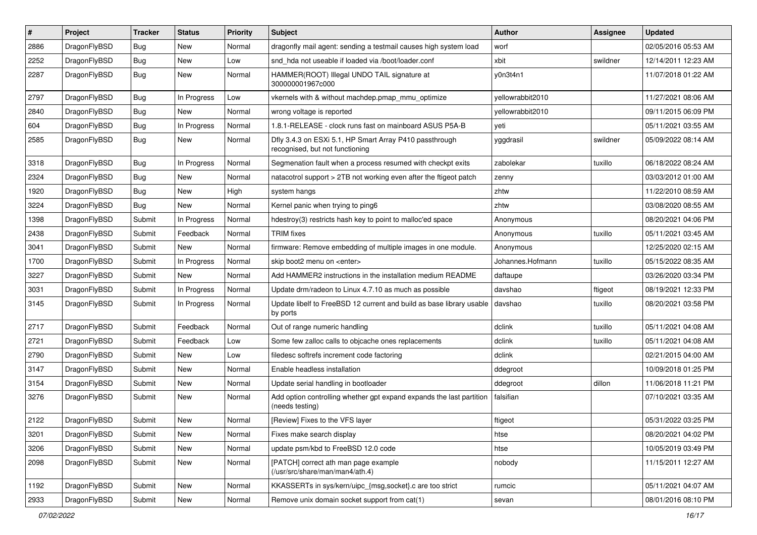| # | Project | Tracker | Status | Priority | Subject | Author | Assignee | Updated |
|---|---|---|---|---|---|---|---|---|
| 2886 | DragonFlyBSD | Bug | New | Normal | dragonfly mail agent: sending a testmail causes high system load | worf | | 02/05/2016 05:53 AM |
| 2252 | DragonFlyBSD | Bug | New | Low | snd_hda not useable if loaded via /boot/loader.conf | xbit | swildner | 12/14/2011 12:23 AM |
| 2287 | DragonFlyBSD | Bug | New | Normal | HAMMER(ROOT) Illegal UNDO TAIL signature at 300000001967c000 | y0n3t4n1 | | 11/07/2018 01:22 AM |
| 2797 | DragonFlyBSD | Bug | In Progress | Low | vkernels with & without machdep.pmap_mmu_optimize | yellowrabbit2010 | | 11/27/2021 08:06 AM |
| 2840 | DragonFlyBSD | Bug | New | Normal | wrong voltage is reported | yellowrabbit2010 | | 09/11/2015 06:09 PM |
| 604 | DragonFlyBSD | Bug | In Progress | Normal | 1.8.1-RELEASE - clock runs fast on mainboard ASUS P5A-B | yeti | | 05/11/2021 03:55 AM |
| 2585 | DragonFlyBSD | Bug | New | Normal | Dfly 3.4.3 on ESXi 5.1, HP Smart Array P410 passthrough recognised, but not functioning | yggdrasil | swildner | 05/09/2022 08:14 AM |
| 3318 | DragonFlyBSD | Bug | In Progress | Normal | Segmenation fault when a process resumed with checkpt exits | zabolekar | tuxillo | 06/18/2022 08:24 AM |
| 2324 | DragonFlyBSD | Bug | New | Normal | natacotrol support > 2TB not working even after the ftigeot patch | zenny | | 03/03/2012 01:00 AM |
| 1920 | DragonFlyBSD | Bug | New | High | system hangs | zhtw | | 11/22/2010 08:59 AM |
| 3224 | DragonFlyBSD | Bug | New | Normal | Kernel panic when trying to ping6 | zhtw | | 03/08/2020 08:55 AM |
| 1398 | DragonFlyBSD | Submit | In Progress | Normal | hdestroy(3) restricts hash key to point to malloc'ed space | Anonymous | | 08/20/2021 04:06 PM |
| 2438 | DragonFlyBSD | Submit | Feedback | Normal | TRIM fixes | Anonymous | tuxillo | 05/11/2021 03:45 AM |
| 3041 | DragonFlyBSD | Submit | New | Normal | firmware: Remove embedding of multiple images in one module. | Anonymous | | 12/25/2020 02:15 AM |
| 1700 | DragonFlyBSD | Submit | In Progress | Normal | skip boot2 menu on <enter> | Johannes.Hofmann | tuxillo | 05/15/2022 08:35 AM |
| 3227 | DragonFlyBSD | Submit | New | Normal | Add HAMMER2 instructions in the installation medium README | daftaupe | | 03/26/2020 03:34 PM |
| 3031 | DragonFlyBSD | Submit | In Progress | Normal | Update drm/radeon to Linux 4.7.10 as much as possible | davshao | ftigeot | 08/19/2021 12:33 PM |
| 3145 | DragonFlyBSD | Submit | In Progress | Normal | Update libelf to FreeBSD 12 current and build as base library usable by ports | davshao | tuxillo | 08/20/2021 03:58 PM |
| 2717 | DragonFlyBSD | Submit | Feedback | Normal | Out of range numeric handling | dclink | tuxillo | 05/11/2021 04:08 AM |
| 2721 | DragonFlyBSD | Submit | Feedback | Low | Some few zalloc calls to objcache ones replacements | dclink | tuxillo | 05/11/2021 04:08 AM |
| 2790 | DragonFlyBSD | Submit | New | Low | filedesc softrefs increment code factoring | dclink | | 02/21/2015 04:00 AM |
| 3147 | DragonFlyBSD | Submit | New | Normal | Enable headless installation | ddegroot | | 10/09/2018 01:25 PM |
| 3154 | DragonFlyBSD | Submit | New | Normal | Update serial handling in bootloader | ddegroot | dillon | 11/06/2018 11:21 PM |
| 3276 | DragonFlyBSD | Submit | New | Normal | Add option controlling whether gpt expand expands the last partition (needs testing) | falsifian | | 07/10/2021 03:35 AM |
| 2122 | DragonFlyBSD | Submit | New | Normal | [Review] Fixes to the VFS layer | ftigeot | | 05/31/2022 03:25 PM |
| 3201 | DragonFlyBSD | Submit | New | Normal | Fixes make search display | htse | | 08/20/2021 04:02 PM |
| 3206 | DragonFlyBSD | Submit | New | Normal | update psm/kbd to FreeBSD 12.0 code | htse | | 10/05/2019 03:49 PM |
| 2098 | DragonFlyBSD | Submit | New | Normal | [PATCH] correct ath man page example (/usr/src/share/man/man4/ath.4) | nobody | | 11/15/2011 12:27 AM |
| 1192 | DragonFlyBSD | Submit | New | Normal | KKASSERTs in sys/kern/uipc_{msg,socket}.c are too strict | rumcic | | 05/11/2021 04:07 AM |
| 2933 | DragonFlyBSD | Submit | New | Normal | Remove unix domain socket support from cat(1) | sevan | | 08/01/2016 08:10 PM |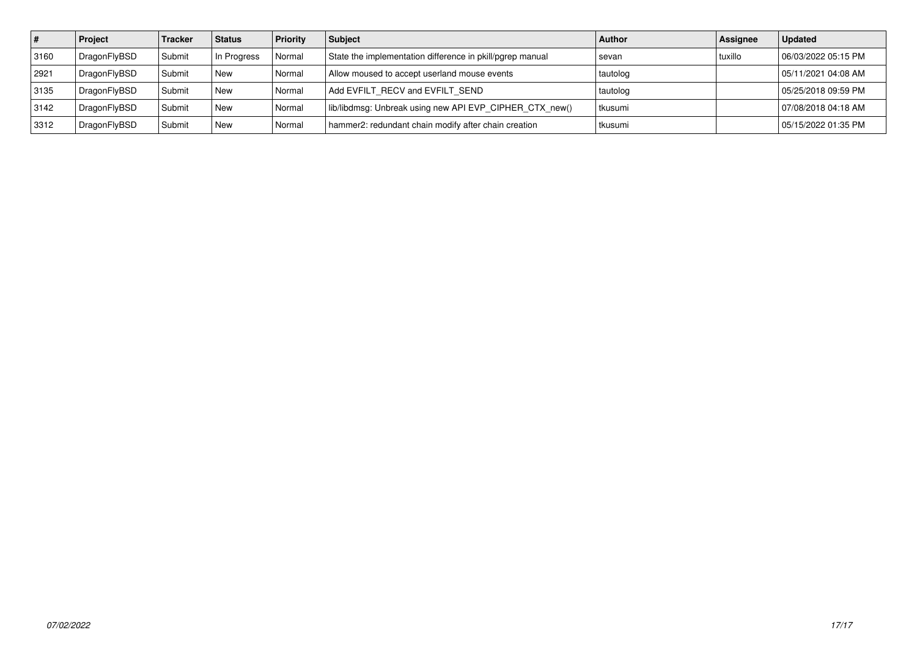| # | Project | Tracker | Status | Priority | Subject | Author | Assignee | Updated |
|---|---|---|---|---|---|---|---|---|
| 3160 | DragonFlyBSD | Submit | In Progress | Normal | State the implementation difference in pkill/pgrep manual | sevan | tuxillo | 06/03/2022 05:15 PM |
| 2921 | DragonFlyBSD | Submit | New | Normal | Allow moused to accept userland mouse events | tautolog | | 05/11/2021 04:08 AM |
| 3135 | DragonFlyBSD | Submit | New | Normal | Add EVFILT_RECV and EVFILT_SEND | tautolog | | 05/25/2018 09:59 PM |
| 3142 | DragonFlyBSD | Submit | New | Normal | lib/libdmsg: Unbreak using new API EVP_CIPHER_CTX_new() | tkusumi | | 07/08/2018 04:18 AM |
| 3312 | DragonFlyBSD | Submit | New | Normal | hammer2: redundant chain modify after chain creation | tkusumi | | 05/15/2022 01:35 PM |